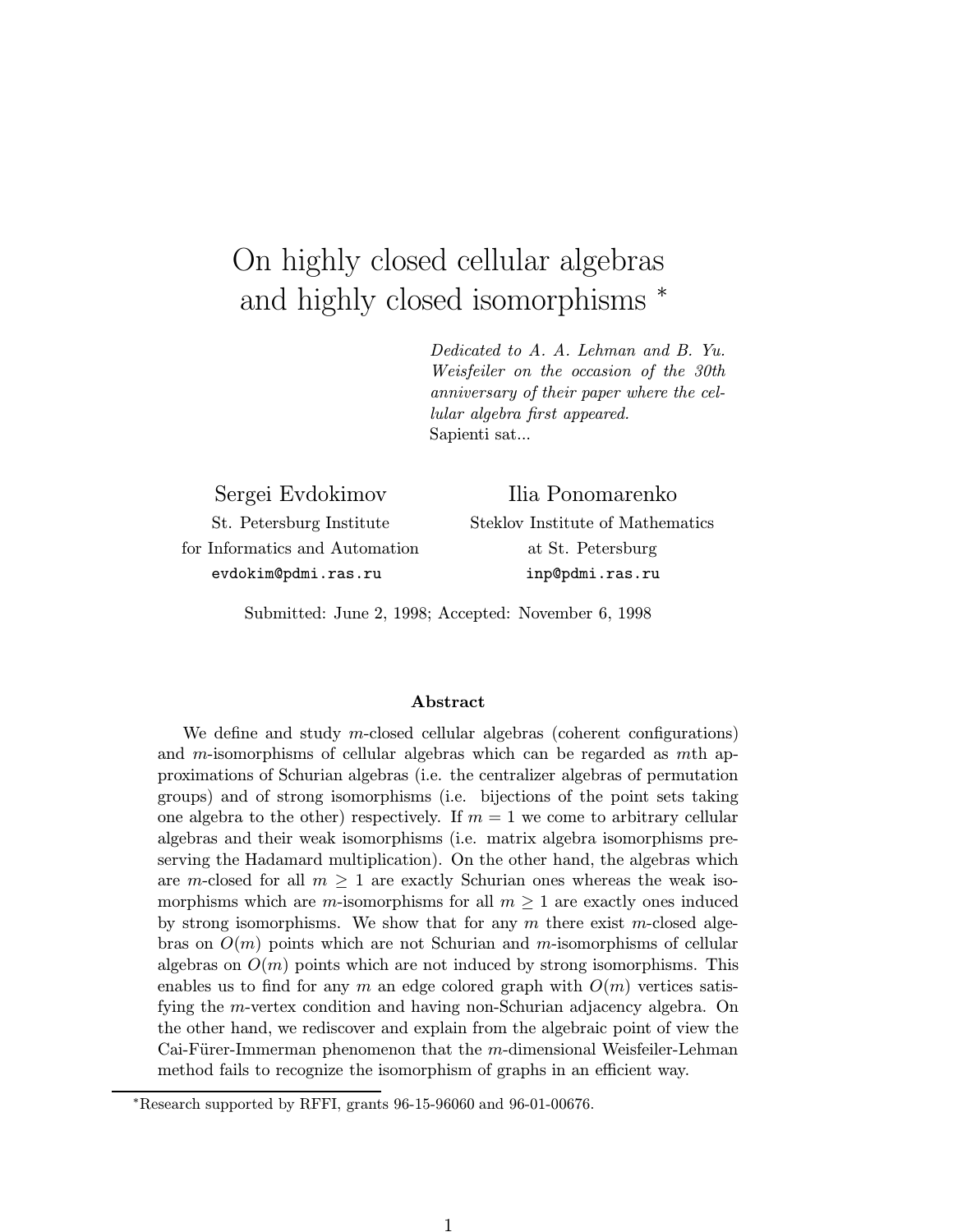# On highly closed cellular algebras and highly closed isomorphisms [*]

*Dedicated to A. A. Lehman and B. Yu. Weisfeiler on the occasion of the 30th anniversary of their paper where the cellular algebra first appeared.*
Sapienti sat...

**Sergei Evdokimov**
St. Petersburg Institute
for Informatics and Automation
`evdokim@pdmi.ras.ru`

**Ilia Ponomarenko**
Steklov Institute of Mathematics
at St. Petersburg
`inp@pdmi.ras.ru`

Submitted: June 2, 1998; Accepted: November 6, 1998

### Abstract

We define and study $m$-closed cellular algebras (coherent configurations) and $m$-isomorphisms of cellular algebras which can be regarded as $m$th approximations of Schurian algebras (i.e. the centralizer algebras of permutation groups) and of strong isomorphisms (i.e. bijections of the point sets taking one algebra to the other) respectively. If $m = 1$ we come to arbitrary cellular algebras and their weak isomorphisms (i.e. matrix algebra isomorphisms preserving the Hadamard multiplication). On the other hand, the algebras which are $m$-closed for all $m \geq 1$ are exactly Schurian ones whereas the weak isomorphisms which are $m$-isomorphisms for all $m \geq 1$ are exactly ones induced by strong isomorphisms. We show that for any $m$ there exist $m$-closed algebras on $O(m)$ points which are not Schurian and $m$-isomorphisms of cellular algebras on $O(m)$ points which are not induced by strong isomorphisms. This enables us to find for any $m$ an edge colored graph with $O(m)$ vertices satisfying the $m$-vertex condition and having non-Schurian adjacency algebra. On the other hand, we rediscover and explain from the algebraic point of view the Cai-Fürer-Immerman phenomenon that the $m$-dimensional Weisfeiler-Lehman method fails to recognize the isomorphism of graphs in an efficient way.

[*] Research supported by RFFI, grants 96-15-96060 and 96-01-00676.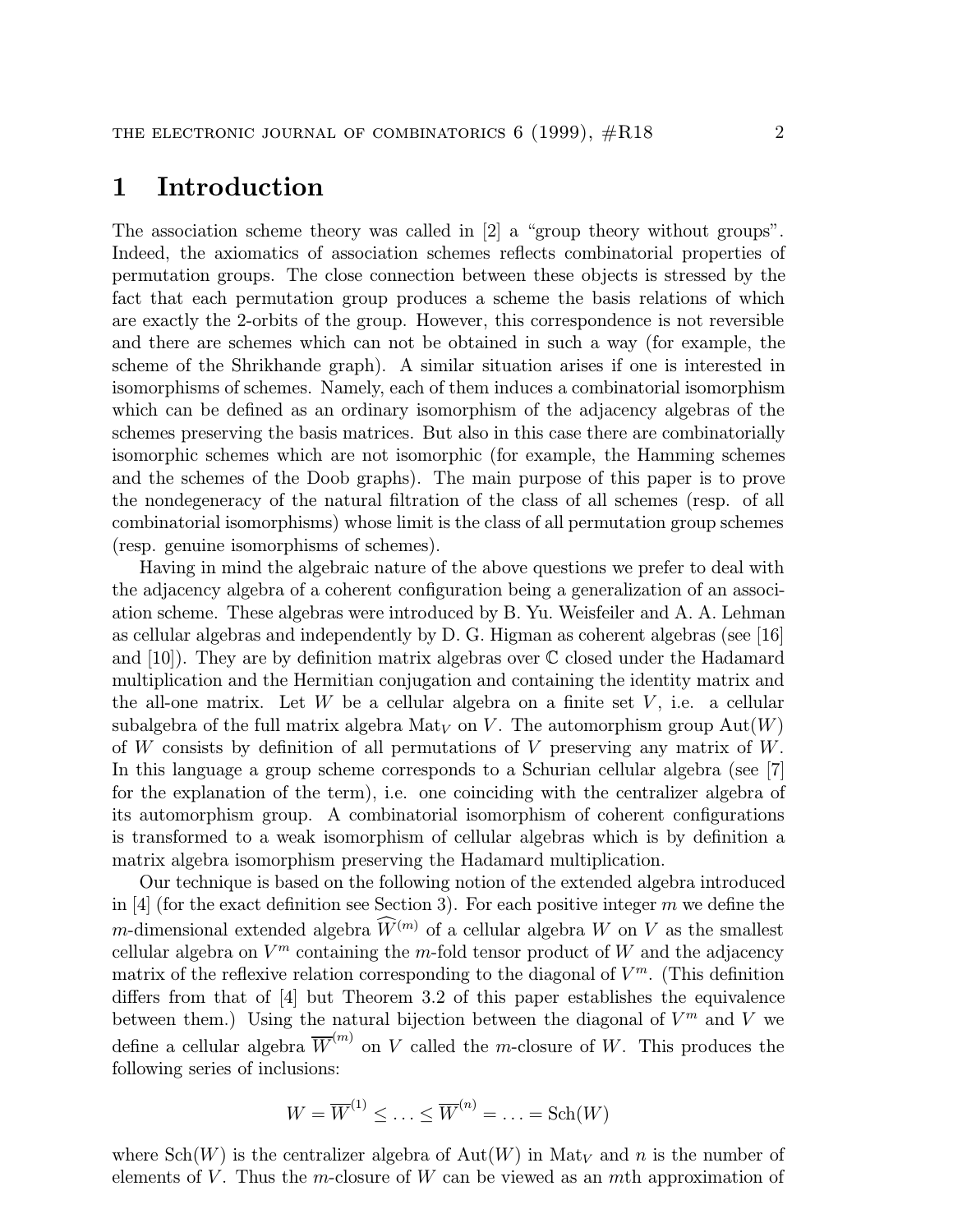# 1 Introduction

The association scheme theory was called in [2] a "group theory without groups". Indeed, the axiomatics of association schemes reflects combinatorial properties of permutation groups. The close connection between these objects is stressed by the fact that each permutation group produces a scheme the basis relations of which are exactly the 2-orbits of the group. However, this correspondence is not reversible and there are schemes which can not be obtained in such a way (for example, the scheme of the Shrikhande graph). A similar situation arises if one is interested in isomorphisms of schemes. Namely, each of them induces a combinatorial isomorphism which can be defined as an ordinary isomorphism of the adjacency algebras of the schemes preserving the basis matrices. But also in this case there are combinatorially isomorphic schemes which are not isomorphic (for example, the Hamming schemes and the schemes of the Doob graphs). The main purpose of this paper is to prove the nondegeneracy of the natural filtration of the class of all schemes (resp. of all combinatorial isomorphisms) whose limit is the class of all permutation group schemes (resp. genuine isomorphisms of schemes).

Having in mind the algebraic nature of the above questions we prefer to deal with the adjacency algebra of a coherent configuration being a generalization of an association scheme. These algebras were introduced by B. Yu. Weisfeiler and A. A. Lehman as cellular algebras and independently by D. G. Higman as coherent algebras (see [16] and [10]). They are by definition matrix algebras over $\mathbb{C}$ closed under the Hadamard multiplication and the Hermitian conjugation and containing the identity matrix and the all-one matrix. Let $W$ be a cellular algebra on a finite set $V$, i.e. a cellular subalgebra of the full matrix algebra $\mathrm{Mat}_V$ on $V$. The automorphism group $\mathrm{Aut}(W)$ of $W$ consists by definition of all permutations of $V$ preserving any matrix of $W$. In this language a group scheme corresponds to a Schurian cellular algebra (see [7] for the explanation of the term), i.e. one coinciding with the centralizer algebra of its automorphism group. A combinatorial isomorphism of coherent configurations is transformed to a weak isomorphism of cellular algebras which is by definition a matrix algebra isomorphism preserving the Hadamard multiplication.

Our technique is based on the following notion of the extended algebra introduced in [4] (for the exact definition see Section 3). For each positive integer $m$ we define the $m$-dimensional extended algebra $\widehat{W}^{(m)}$ of a cellular algebra $W$ on $V$ as the smallest cellular algebra on $V^m$ containing the $m$-fold tensor product of $W$ and the adjacency matrix of the reflexive relation corresponding to the diagonal of $V^m$. (This definition differs from that of [4] but Theorem 3.2 of this paper establishes the equivalence between them.) Using the natural bijection between the diagonal of $V^m$ and $V$ we define a cellular algebra $\overline{W}^{(m)}$ on $V$ called the $m$-closure of $W$. This produces the following series of inclusions:

$$W = \overline{W}^{(1)} \leq \ldots \leq \overline{W}^{(n)} = \ldots = \mathrm{Sch}(W)$$

where $\mathrm{Sch}(W)$ is the centralizer algebra of $\mathrm{Aut}(W)$ in $\mathrm{Mat}_V$ and $n$ is the number of elements of $V$. Thus the $m$-closure of $W$ can be viewed as an $m$th approximation of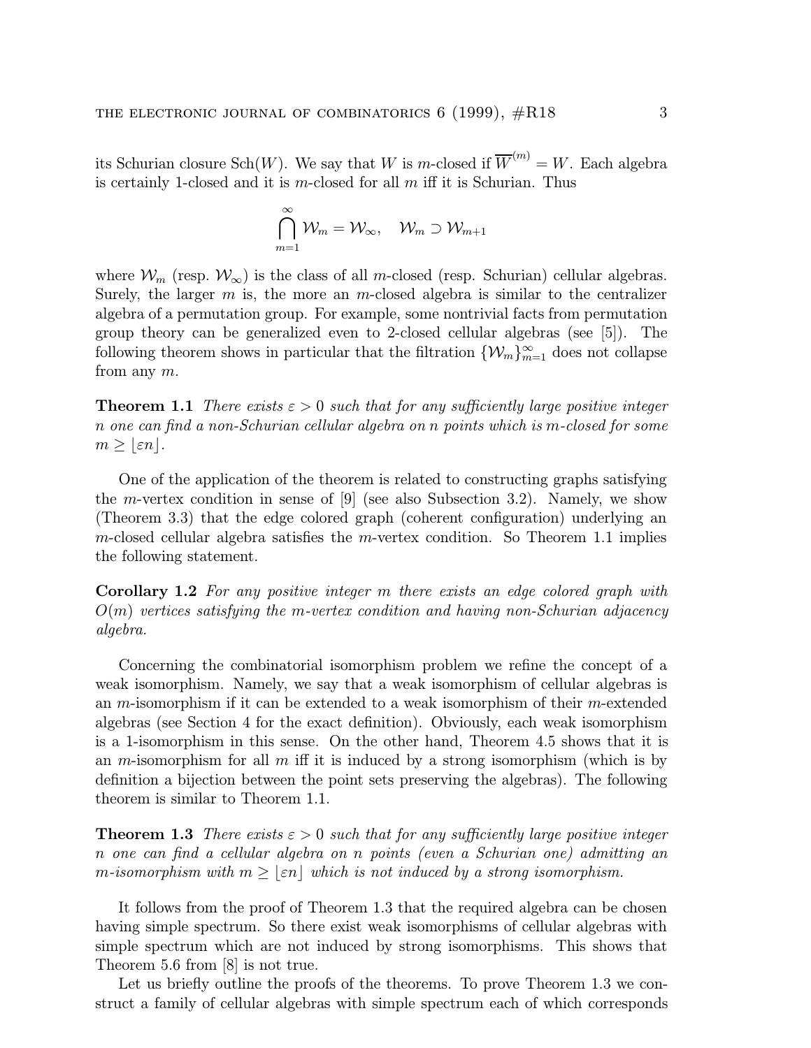its Schurian closure $\mathrm{Sch}(W)$. We say that $W$ is $m$-closed if $\overline{W}^{(m)} = W$. Each algebra is certainly 1-closed and it is $m$-closed for all $m$ iff it is Schurian. Thus

$$\bigcap_{m=1}^{\infty} \mathcal{W}_m = \mathcal{W}_\infty, \quad \mathcal{W}_m \supset \mathcal{W}_{m+1}$$

where $\mathcal{W}_m$ (resp. $\mathcal{W}_\infty$) is the class of all $m$-closed (resp. Schurian) cellular algebras. Surely, the larger $m$ is, the more an $m$-closed algebra is similar to the centralizer algebra of a permutation group. For example, some nontrivial facts from permutation group theory can be generalized even to 2-closed cellular algebras (see [5]). The following theorem shows in particular that the filtration $\{\mathcal{W}_m\}_{m=1}^{\infty}$ does not collapse from any $m$.

**Theorem 1.1** *There exists $\varepsilon > 0$ such that for any sufficiently large positive integer $n$ one can find a non-Schurian cellular algebra on $n$ points which is $m$-closed for some $m \geq \lfloor \varepsilon n \rfloor$.*

One of the application of the theorem is related to constructing graphs satisfying the $m$-vertex condition in sense of [9] (see also Subsection 3.2). Namely, we show (Theorem 3.3) that the edge colored graph (coherent configuration) underlying an $m$-closed cellular algebra satisfies the $m$-vertex condition. So Theorem 1.1 implies the following statement.

**Corollary 1.2** *For any positive integer $m$ there exists an edge colored graph with $O(m)$ vertices satisfying the $m$-vertex condition and having non-Schurian adjacency algebra.*

Concerning the combinatorial isomorphism problem we refine the concept of a weak isomorphism. Namely, we say that a weak isomorphism of cellular algebras is an $m$-isomorphism if it can be extended to a weak isomorphism of their $m$-extended algebras (see Section 4 for the exact definition). Obviously, each weak isomorphism is a 1-isomorphism in this sense. On the other hand, Theorem 4.5 shows that it is an $m$-isomorphism for all $m$ iff it is induced by a strong isomorphism (which is by definition a bijection between the point sets preserving the algebras). The following theorem is similar to Theorem 1.1.

**Theorem 1.3** *There exists $\varepsilon > 0$ such that for any sufficiently large positive integer $n$ one can find a cellular algebra on $n$ points (even a Schurian one) admitting an $m$-isomorphism with $m \geq \lfloor \varepsilon n \rfloor$ which is not induced by a strong isomorphism.*

It follows from the proof of Theorem 1.3 that the required algebra can be chosen having simple spectrum. So there exist weak isomorphisms of cellular algebras with simple spectrum which are not induced by strong isomorphisms. This shows that Theorem 5.6 from [8] is not true.

Let us briefly outline the proofs of the theorems. To prove Theorem 1.3 we construct a family of cellular algebras with simple spectrum each of which corresponds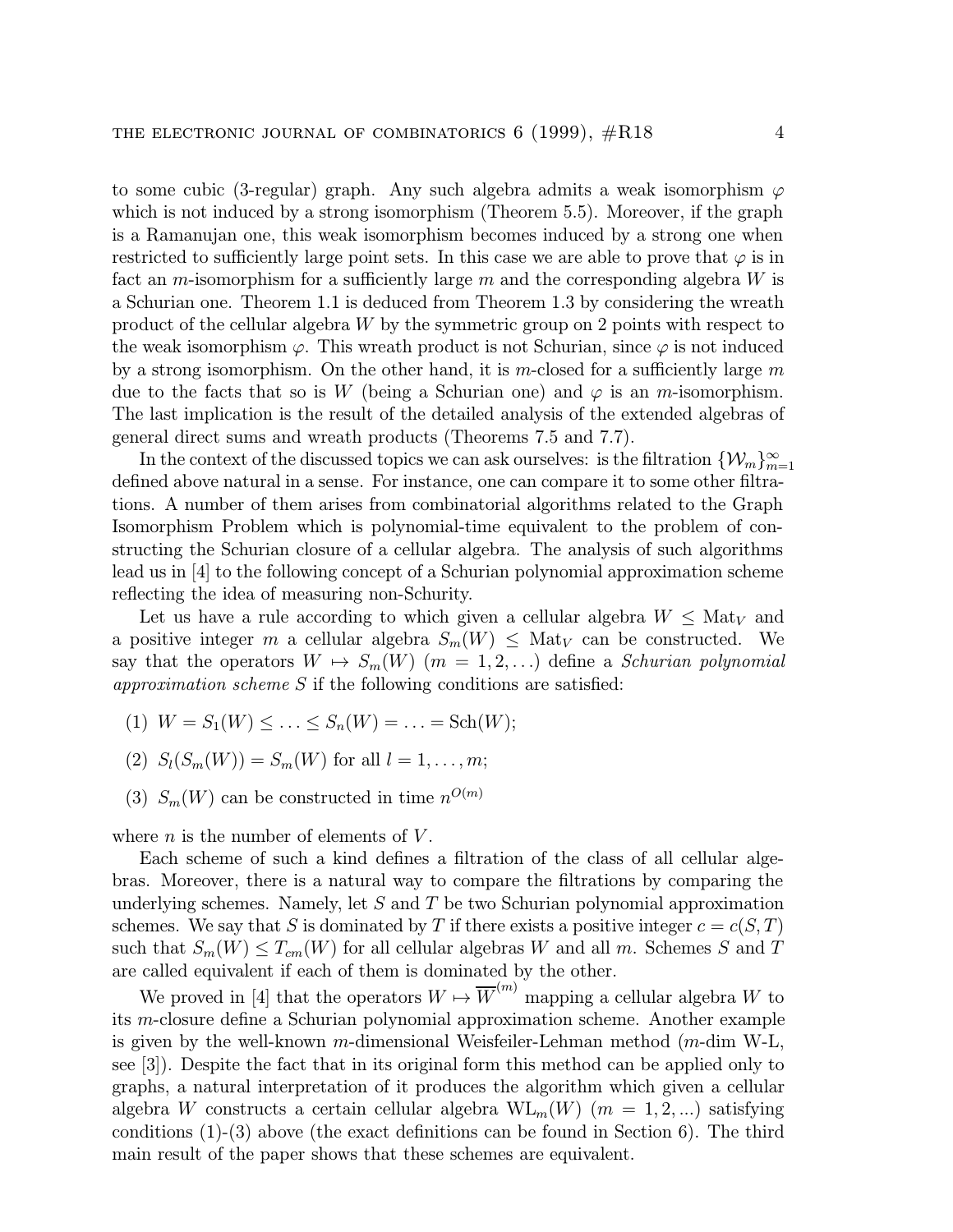to some cubic (3-regular) graph. Any such algebra admits a weak isomorphism $\varphi$ which is not induced by a strong isomorphism (Theorem 5.5). Moreover, if the graph is a Ramanujan one, this weak isomorphism becomes induced by a strong one when restricted to sufficiently large point sets. In this case we are able to prove that $\varphi$ is in fact an $m$-isomorphism for a sufficiently large $m$ and the corresponding algebra $W$ is a Schurian one. Theorem 1.1 is deduced from Theorem 1.3 by considering the wreath product of the cellular algebra $W$ by the symmetric group on 2 points with respect to the weak isomorphism $\varphi$. This wreath product is not Schurian, since $\varphi$ is not induced by a strong isomorphism. On the other hand, it is $m$-closed for a sufficiently large $m$ due to the facts that so is $W$ (being a Schurian one) and $\varphi$ is an $m$-isomorphism. The last implication is the result of the detailed analysis of the extended algebras of general direct sums and wreath products (Theorems 7.5 and 7.7).

In the context of the discussed topics we can ask ourselves: is the filtration $\{\mathcal{W}_m\}_{m=1}^{\infty}$ defined above natural in a sense. For instance, one can compare it to some other filtrations. A number of them arises from combinatorial algorithms related to the Graph Isomorphism Problem which is polynomial-time equivalent to the problem of constructing the Schurian closure of a cellular algebra. The analysis of such algorithms lead us in [4] to the following concept of a Schurian polynomial approximation scheme reflecting the idea of measuring non-Schurity.

Let us have a rule according to which given a cellular algebra $W \le \mathrm{Mat}_V$ and a positive integer $m$ a cellular algebra $S_m(W) \le \mathrm{Mat}_V$ can be constructed. We say that the operators $W \mapsto S_m(W)$ $(m = 1, 2, \ldots)$ define a *Schurian polynomial approximation scheme* $S$ if the following conditions are satisfied:

(1) $W = S_1(W) \le \ldots \le S_n(W) = \ldots = \mathrm{Sch}(W)$;

(2) $S_l(S_m(W)) = S_m(W)$ for all $l = 1, \ldots, m$;

(3) $S_m(W)$ can be constructed in time $n^{O(m)}$

where $n$ is the number of elements of $V$.

Each scheme of such a kind defines a filtration of the class of all cellular algebras. Moreover, there is a natural way to compare the filtrations by comparing the underlying schemes. Namely, let $S$ and $T$ be two Schurian polynomial approximation schemes. We say that $S$ is dominated by $T$ if there exists a positive integer $c = c(S, T)$ such that $S_m(W) \le T_{cm}(W)$ for all cellular algebras $W$ and all $m$. Schemes $S$ and $T$ are called equivalent if each of them is dominated by the other.

We proved in [4] that the operators $W \mapsto \overline{W}^{(m)}$ mapping a cellular algebra $W$ to its $m$-closure define a Schurian polynomial approximation scheme. Another example is given by the well-known $m$-dimensional Weisfeiler-Lehman method ($m$-dim W-L, see [3]). Despite the fact that in its original form this method can be applied only to graphs, a natural interpretation of it produces the algorithm which given a cellular algebra $W$ constructs a certain cellular algebra $\mathrm{WL}_m(W)$ $(m = 1, 2, \ldots)$ satisfying conditions (1)-(3) above (the exact definitions can be found in Section 6). The third main result of the paper shows that these schemes are equivalent.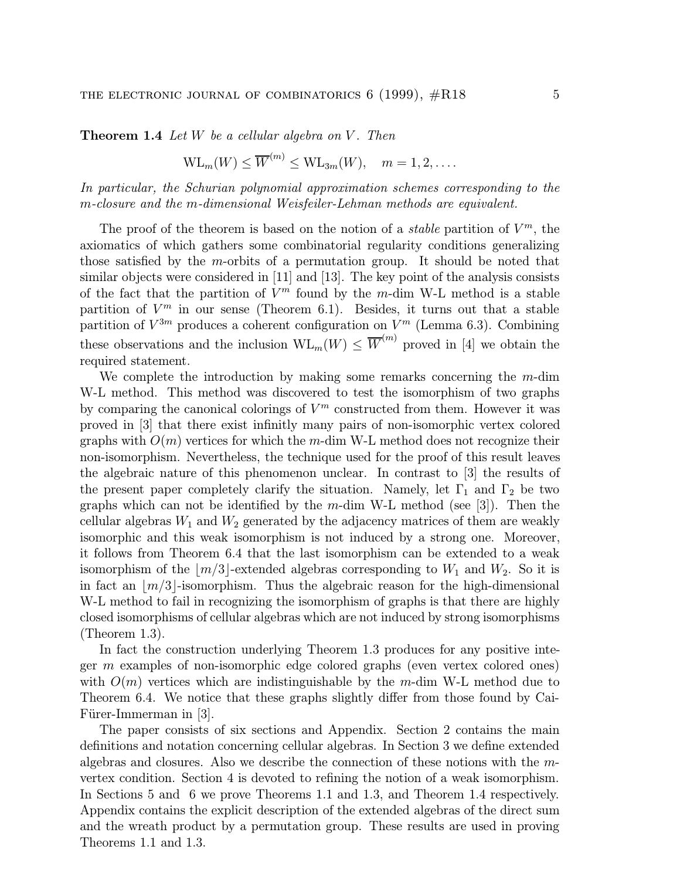**Theorem 1.4** *Let $W$ be a cellular algebra on $V$. Then*

$$\mathrm{WL}_m(W) \leq \overline{W}^{(m)} \leq \mathrm{WL}_{3m}(W), \quad m = 1, 2, \ldots.$$

*In particular, the Schurian polynomial approximation schemes corresponding to the $m$-closure and the $m$-dimensional Weisfeiler-Lehman methods are equivalent.*

The proof of the theorem is based on the notion of a *stable* partition of $V^m$, the axiomatics of which gathers some combinatorial regularity conditions generalizing those satisfied by the $m$-orbits of a permutation group. It should be noted that similar objects were considered in [11] and [13]. The key point of the analysis consists of the fact that the partition of $V^m$ found by the $m$-dim W-L method is a stable partition of $V^m$ in our sense (Theorem 6.1). Besides, it turns out that a stable partition of $V^{3m}$ produces a coherent configuration on $V^m$ (Lemma 6.3). Combining these observations and the inclusion $\mathrm{WL}_m(W) \leq \overline{W}^{(m)}$ proved in [4] we obtain the required statement.

We complete the introduction by making some remarks concerning the $m$-dim W-L method. This method was discovered to test the isomorphism of two graphs by comparing the canonical colorings of $V^m$ constructed from them. However it was proved in [3] that there exist infinitly many pairs of non-isomorphic vertex colored graphs with $O(m)$ vertices for which the $m$-dim W-L method does not recognize their non-isomorphism. Nevertheless, the technique used for the proof of this result leaves the algebraic nature of this phenomenon unclear. In contrast to [3] the results of the present paper completely clarify the situation. Namely, let $\Gamma_1$ and $\Gamma_2$ be two graphs which can not be identified by the $m$-dim W-L method (see [3]). Then the cellular algebras $W_1$ and $W_2$ generated by the adjacency matrices of them are weakly isomorphic and this weak isomorphism is not induced by a strong one. Moreover, it follows from Theorem 6.4 that the last isomorphism can be extended to a weak isomorphism of the $\lfloor m/3 \rfloor$-extended algebras corresponding to $W_1$ and $W_2$. So it is in fact an $\lfloor m/3 \rfloor$-isomorphism. Thus the algebraic reason for the high-dimensional W-L method to fail in recognizing the isomorphism of graphs is that there are highly closed isomorphisms of cellular algebras which are not induced by strong isomorphisms (Theorem 1.3).

In fact the construction underlying Theorem 1.3 produces for any positive integer $m$ examples of non-isomorphic edge colored graphs (even vertex colored ones) with $O(m)$ vertices which are indistinguishable by the $m$-dim W-L method due to Theorem 6.4. We notice that these graphs slightly differ from those found by Cai-Fürer-Immerman in [3].

The paper consists of six sections and Appendix. Section 2 contains the main definitions and notation concerning cellular algebras. In Section 3 we define extended algebras and closures. Also we describe the connection of these notions with the $m$-vertex condition. Section 4 is devoted to refining the notion of a weak isomorphism. In Sections 5 and 6 we prove Theorems 1.1 and 1.3, and Theorem 1.4 respectively. Appendix contains the explicit description of the extended algebras of the direct sum and the wreath product by a permutation group. These results are used in proving Theorems 1.1 and 1.3.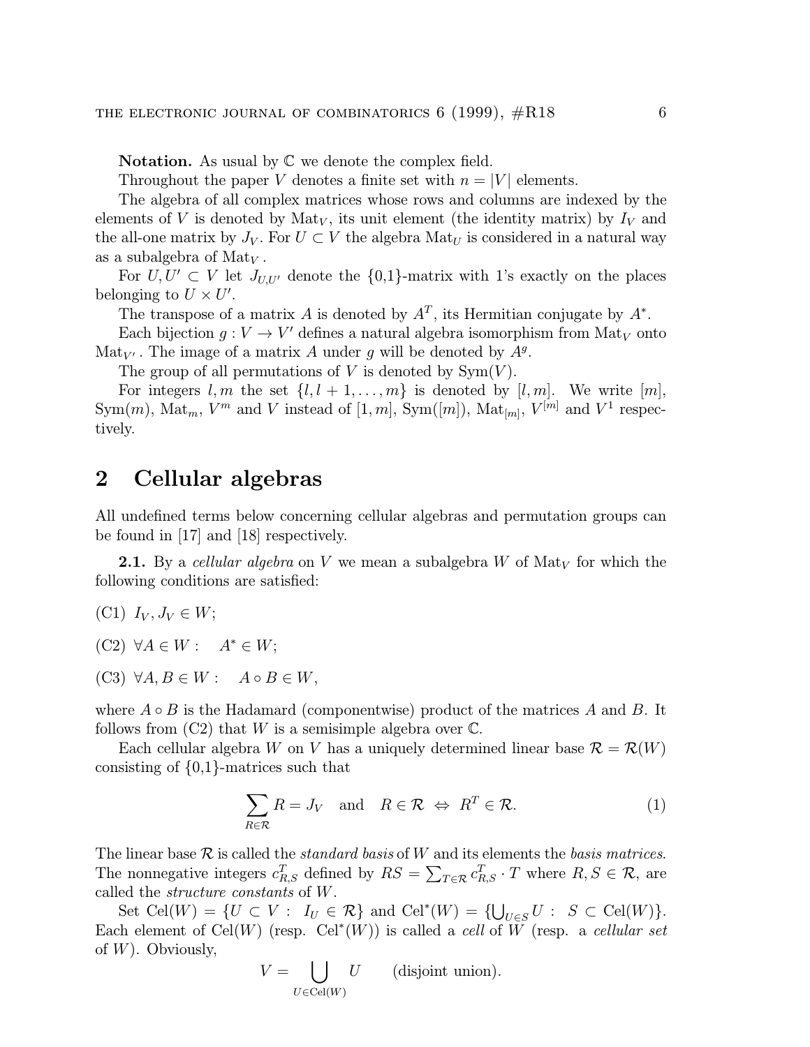**Notation.** As usual by $\mathbb{C}$ we denote the complex field.

Throughout the paper $V$ denotes a finite set with $n = |V|$ elements.

The algebra of all complex matrices whose rows and columns are indexed by the elements of $V$ is denoted by $\mathrm{Mat}_V$, its unit element (the identity matrix) by $I_V$ and the all-one matrix by $J_V$. For $U \subset V$ the algebra $\mathrm{Mat}_U$ is considered in a natural way as a subalgebra of $\mathrm{Mat}_V$.

For $U, U' \subset V$ let $J_{U,U'}$ denote the {0,1}-matrix with 1's exactly on the places belonging to $U \times U'$.

The transpose of a matrix $A$ is denoted by $A^T$, its Hermitian conjugate by $A^*$.

Each bijection $g : V \to V'$ defines a natural algebra isomorphism from $\mathrm{Mat}_V$ onto $\mathrm{Mat}_{V'}$. The image of a matrix $A$ under $g$ will be denoted by $A^g$.

The group of all permutations of $V$ is denoted by $\mathrm{Sym}(V)$.

For integers $l, m$ the set $\{l, l+1, \ldots, m\}$ is denoted by $[l, m]$. We write $[m]$, $\mathrm{Sym}(m)$, $\mathrm{Mat}_m$, $V^m$ and $V$ instead of $[1, m]$, $\mathrm{Sym}([m])$, $\mathrm{Mat}_{[m]}$, $V^{[m]}$ and $V^1$ respectively.

## 2 Cellular algebras

All undefined terms below concerning cellular algebras and permutation groups can be found in [17] and [18] respectively.

**2.1.** By a *cellular algebra* on $V$ we mean a subalgebra $W$ of $\mathrm{Mat}_V$ for which the following conditions are satisfied:

(C1) $I_V, J_V \in W$;

(C2) $\forall A \in W : \quad A^* \in W$;

(C3) $\forall A, B \in W : \quad A \circ B \in W$,

where $A \circ B$ is the Hadamard (componentwise) product of the matrices $A$ and $B$. It follows from (C2) that $W$ is a semisimple algebra over $\mathbb{C}$.

Each cellular algebra $W$ on $V$ has a uniquely determined linear base $\mathcal{R} = \mathcal{R}(W)$ consisting of {0,1}-matrices such that

$$\sum_{R \in \mathcal{R}} R = J_V \quad \text{and} \quad R \in \mathcal{R} \iff R^T \in \mathcal{R}. \tag{1}$$

The linear base $\mathcal{R}$ is called the *standard basis* of $W$ and its elements the *basis matrices*. The nonnegative integers $c_{R,S}^T$ defined by $RS = \sum_{T \in \mathcal{R}} c_{R,S}^T \cdot T$ where $R, S \in \mathcal{R}$, are called the *structure constants* of $W$.

Set $\mathrm{Cel}(W) = \{U \subset V : I_U \in \mathcal{R}\}$ and $\mathrm{Cel}^*(W) = \{\bigcup_{U \in S} U : S \subset \mathrm{Cel}(W)\}$. Each element of $\mathrm{Cel}(W)$ (resp. $\mathrm{Cel}^*(W)$) is called a *cell* of $W$ (resp. a *cellular set* of $W$). Obviously,

$$V = \bigcup_{U \in \mathrm{Cel}(W)} U \qquad \text{(disjoint union)}.$$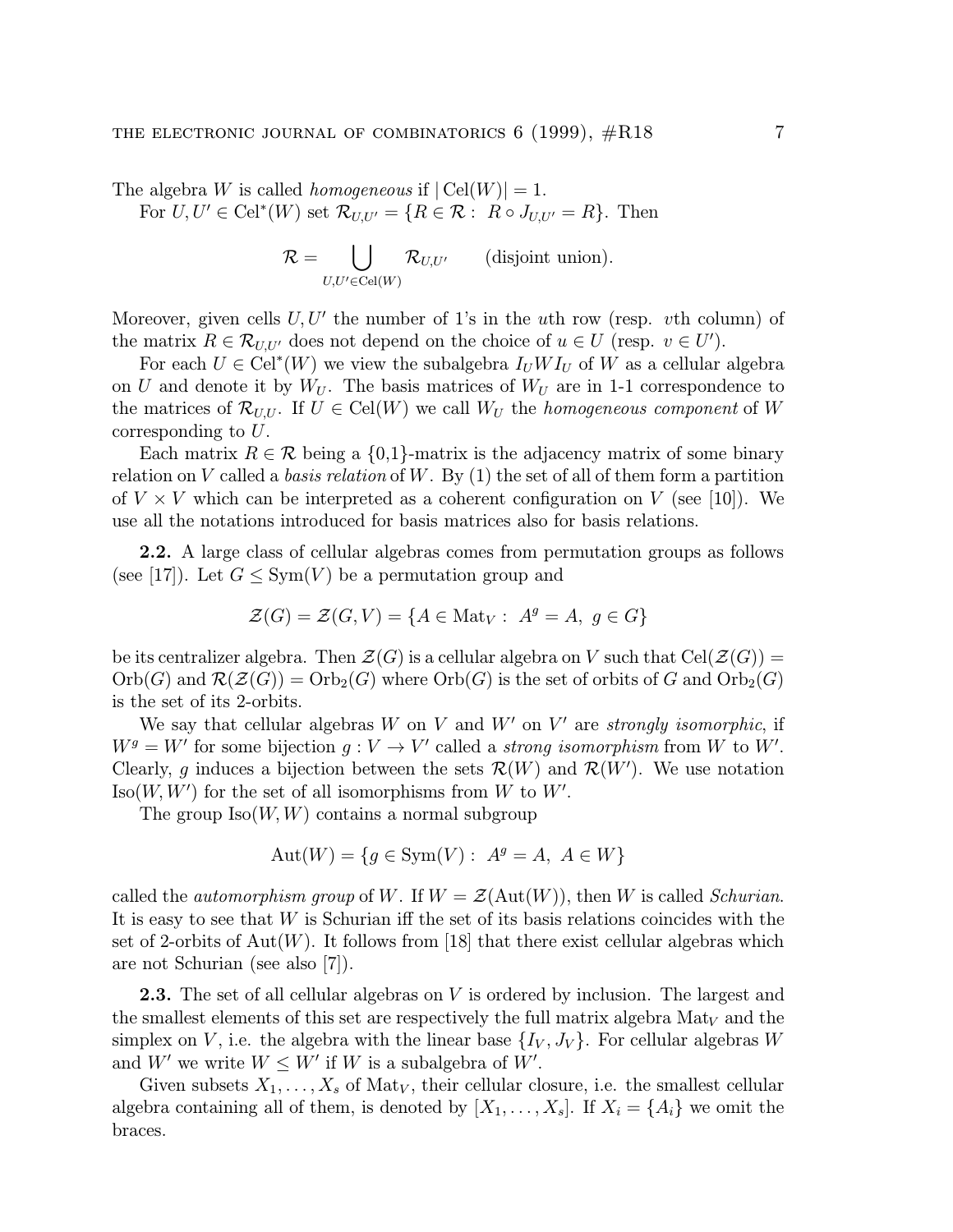The algebra $W$ is called *homogeneous* if $|\operatorname{Cel}(W)| = 1$.

For $U, U' \in \operatorname{Cel}^*(W)$ set $\mathcal{R}_{U,U'} = \{R \in \mathcal{R} :\ R \circ J_{U,U'} = R\}$. Then

$$\mathcal{R} = \bigcup_{U,U' \in \operatorname{Cel}(W)} \mathcal{R}_{U,U'} \qquad \text{(disjoint union)}.$$

Moreover, given cells $U, U'$ the number of 1's in the $u$th row (resp. $v$th column) of the matrix $R \in \mathcal{R}_{U,U'}$ does not depend on the choice of $u \in U$ (resp. $v \in U'$).

For each $U \in \operatorname{Cel}^*(W)$ we view the subalgebra $I_U W I_U$ of $W$ as a cellular algebra on $U$ and denote it by $W_U$. The basis matrices of $W_U$ are in 1-1 correspondence to the matrices of $\mathcal{R}_{U,U}$. If $U \in \operatorname{Cel}(W)$ we call $W_U$ the *homogeneous component* of $W$ corresponding to $U$.

Each matrix $R \in \mathcal{R}$ being a {0,1}-matrix is the adjacency matrix of some binary relation on $V$ called a *basis relation* of $W$. By (1) the set of all of them form a partition of $V \times V$ which can be interpreted as a coherent configuration on $V$ (see [10]). We use all the notations introduced for basis matrices also for basis relations.

**2.2.** A large class of cellular algebras comes from permutation groups as follows (see [17]). Let $G \leq \operatorname{Sym}(V)$ be a permutation group and

$$\mathcal{Z}(G) = \mathcal{Z}(G, V) = \{A \in \operatorname{Mat}_V :\ A^g = A,\ g \in G\}$$

be its centralizer algebra. Then $\mathcal{Z}(G)$ is a cellular algebra on $V$ such that $\operatorname{Cel}(\mathcal{Z}(G)) = \operatorname{Orb}(G)$ and $\mathcal{R}(\mathcal{Z}(G)) = \operatorname{Orb}_2(G)$ where $\operatorname{Orb}(G)$ is the set of orbits of $G$ and $\operatorname{Orb}_2(G)$ is the set of its 2-orbits.

We say that cellular algebras $W$ on $V$ and $W'$ on $V'$ are *strongly isomorphic*, if $W^g = W'$ for some bijection $g : V \to V'$ called a *strong isomorphism* from $W$ to $W'$. Clearly, $g$ induces a bijection between the sets $\mathcal{R}(W)$ and $\mathcal{R}(W')$. We use notation $\operatorname{Iso}(W, W')$ for the set of all isomorphisms from $W$ to $W'$.

The group $\operatorname{Iso}(W, W)$ contains a normal subgroup

$$\operatorname{Aut}(W) = \{g \in \operatorname{Sym}(V) :\ A^g = A,\ A \in W\}$$

called the *automorphism group* of $W$. If $W = \mathcal{Z}(\operatorname{Aut}(W))$, then $W$ is called *Schurian*. It is easy to see that $W$ is Schurian iff the set of its basis relations coincides with the set of 2-orbits of $\operatorname{Aut}(W)$. It follows from [18] that there exist cellular algebras which are not Schurian (see also [7]).

**2.3.** The set of all cellular algebras on $V$ is ordered by inclusion. The largest and the smallest elements of this set are respectively the full matrix algebra $\operatorname{Mat}_V$ and the simplex on $V$, i.e. the algebra with the linear base $\{I_V, J_V\}$. For cellular algebras $W$ and $W'$ we write $W \leq W'$ if $W$ is a subalgebra of $W'$.

Given subsets $X_1, \ldots, X_s$ of $\operatorname{Mat}_V$, their cellular closure, i.e. the smallest cellular algebra containing all of them, is denoted by $[X_1, \ldots, X_s]$. If $X_i = \{A_i\}$ we omit the braces.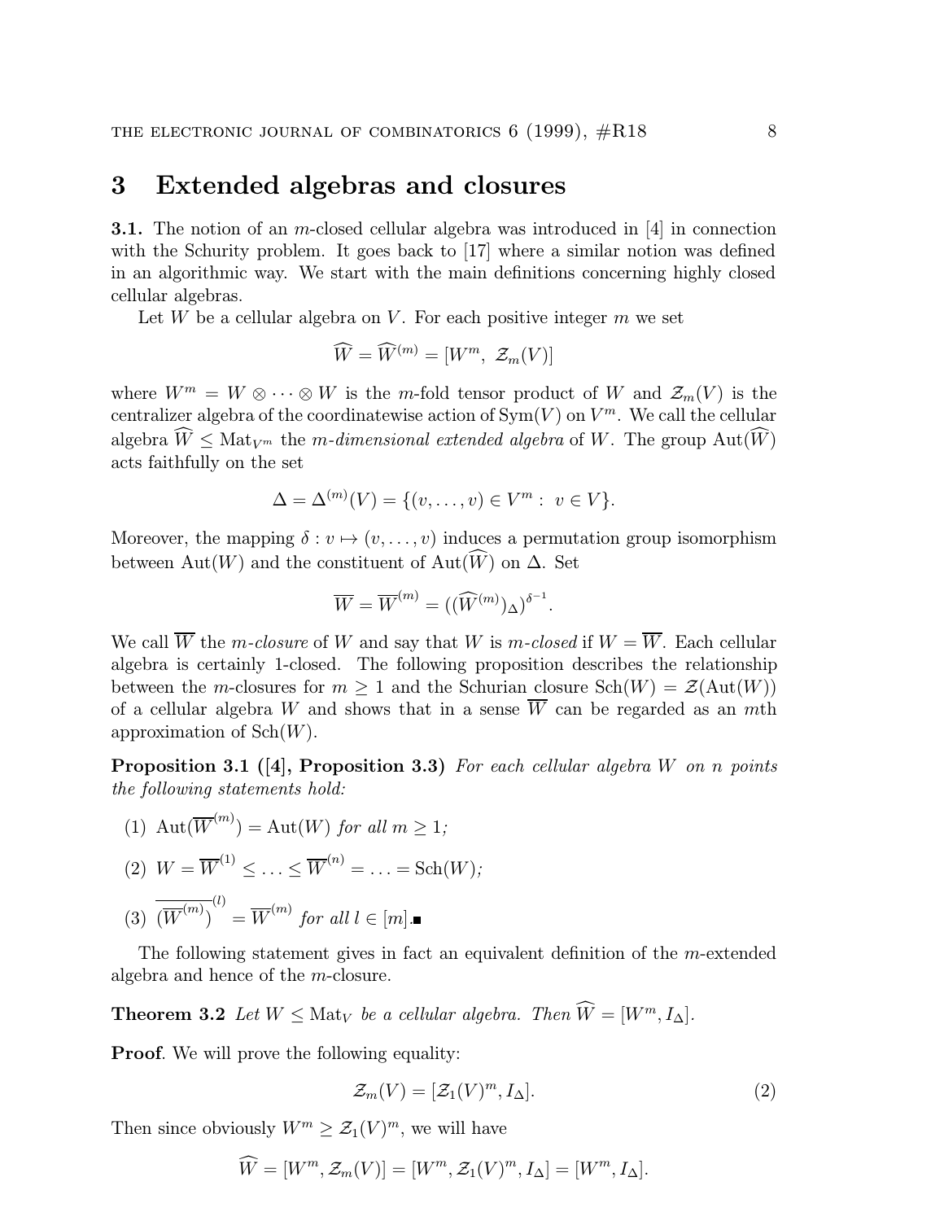## 3 Extended algebras and closures

**3.1.** The notion of an $m$-closed cellular algebra was introduced in [4] in connection with the Schurity problem. It goes back to [17] where a similar notion was defined in an algorithmic way. We start with the main definitions concerning highly closed cellular algebras.

Let $W$ be a cellular algebra on $V$. For each positive integer $m$ we set

$$\widehat{W} = \widehat{W}^{(m)} = [W^m,\ \mathcal{Z}_m(V)]$$

where $W^m = W \otimes \cdots \otimes W$ is the $m$-fold tensor product of $W$ and $\mathcal{Z}_m(V)$ is the centralizer algebra of the coordinatewise action of $\mathrm{Sym}(V)$ on $V^m$. We call the cellular algebra $\widehat{W} \leq \mathrm{Mat}_{V^m}$ the *m-dimensional extended algebra* of $W$. The group $\mathrm{Aut}(\widehat{W})$ acts faithfully on the set

$$\Delta = \Delta^{(m)}(V) = \{(v, \ldots, v) \in V^m :\ v \in V\}.$$

Moreover, the mapping $\delta : v \mapsto (v, \ldots, v)$ induces a permutation group isomorphism between $\mathrm{Aut}(W)$ and the constituent of $\mathrm{Aut}(\widehat{W})$ on $\Delta$. Set

$$\overline{W} = \overline{W}^{(m)} = ((\widehat{W}^{(m)})_\Delta)^{\delta^{-1}}.$$

We call $\overline{W}$ the *m-closure* of $W$ and say that $W$ is *m-closed* if $W = \overline{W}$. Each cellular algebra is certainly 1-closed. The following proposition describes the relationship between the $m$-closures for $m \geq 1$ and the Schurian closure $\mathrm{Sch}(W) = \mathcal{Z}(\mathrm{Aut}(W))$ of a cellular algebra $W$ and shows that in a sense $\overline{W}$ can be regarded as an $m$th approximation of $\mathrm{Sch}(W)$.

**Proposition 3.1 ([4], Proposition 3.3)** *For each cellular algebra $W$ on $n$ points the following statements hold:*

(1) $\mathrm{Aut}(\overline{W}^{(m)}) = \mathrm{Aut}(W)$ *for all* $m \geq 1$*;*

(2) $W = \overline{W}^{(1)} \leq \ldots \leq \overline{W}^{(n)} = \ldots = \mathrm{Sch}(W)$*;*

(3) $\overline{(\overline{W}^{(m)})}^{(l)} = \overline{W}^{(m)}$ *for all* $l \in [m]$.■

The following statement gives in fact an equivalent definition of the $m$-extended algebra and hence of the $m$-closure.

**Theorem 3.2** *Let $W \leq \mathrm{Mat}_V$ be a cellular algebra. Then $\widehat{W} = [W^m, I_\Delta]$.*

**Proof**. We will prove the following equality:

$$\mathcal{Z}_m(V) = [\mathcal{Z}_1(V)^m, I_\Delta]. \tag{2}$$

Then since obviously $W^m \geq \mathcal{Z}_1(V)^m$, we will have

$$\widehat{W} = [W^m, \mathcal{Z}_m(V)] = [W^m, \mathcal{Z}_1(V)^m, I_\Delta] = [W^m, I_\Delta].$$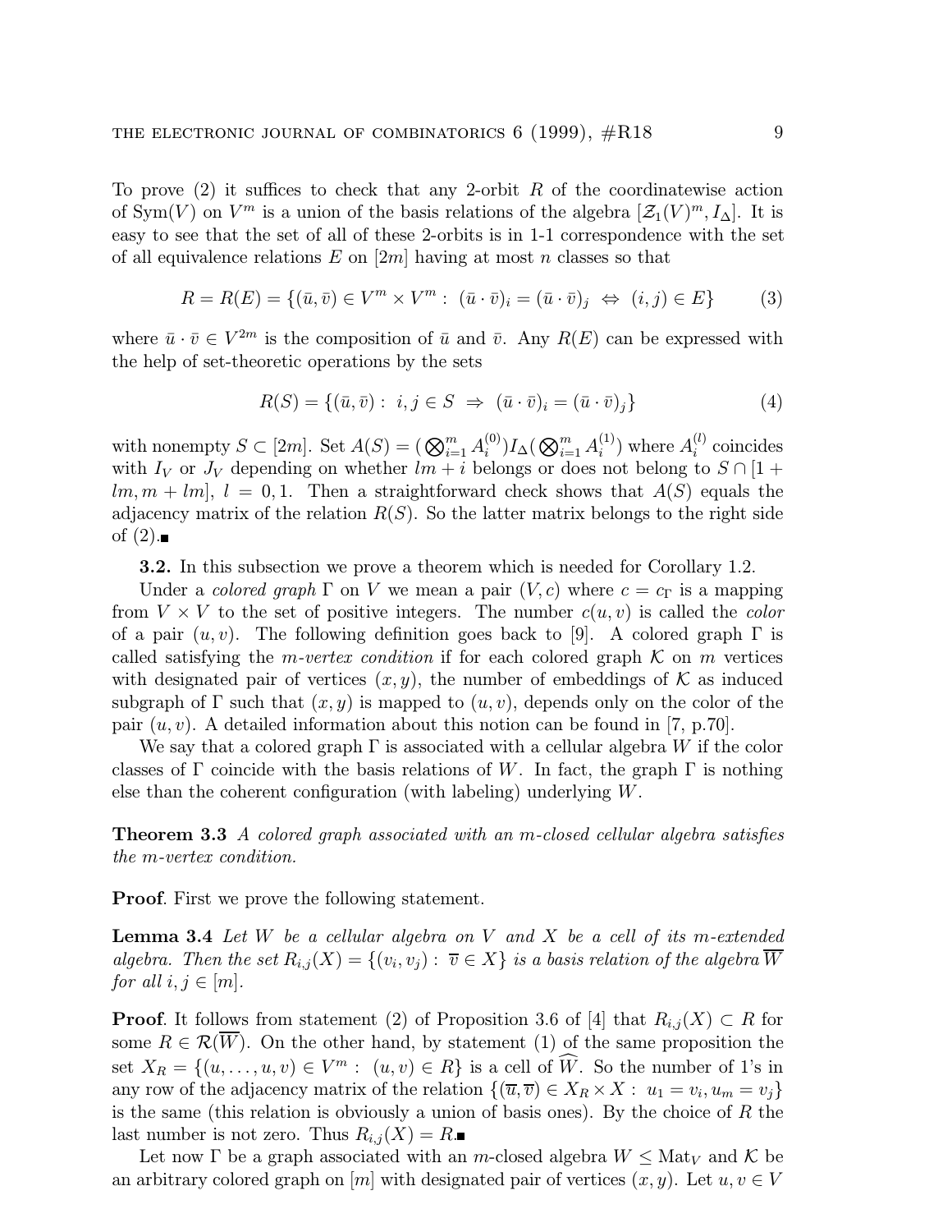To prove (2) it suffices to check that any 2-orbit $R$ of the coordinatewise action of $\mathrm{Sym}(V)$ on $V^m$ is a union of the basis relations of the algebra $[\mathcal{Z}_1(V)^m, I_\Delta]$. It is easy to see that the set of all of these 2-orbits is in 1-1 correspondence with the set of all equivalence relations $E$ on $[2m]$ having at most $n$ classes so that

$$R = R(E) = \{(\bar{u}, \bar{v}) \in V^m \times V^m : \ (\bar{u} \cdot \bar{v})_i = (\bar{u} \cdot \bar{v})_j \ \Leftrightarrow \ (i,j) \in E\} \tag{3}$$

where $\bar{u} \cdot \bar{v} \in V^{2m}$ is the composition of $\bar{u}$ and $\bar{v}$. Any $R(E)$ can be expressed with the help of set-theoretic operations by the sets

$$R(S) = \{(\bar{u}, \bar{v}) : \ i, j \in S \ \Rightarrow \ (\bar{u} \cdot \bar{v})_i = (\bar{u} \cdot \bar{v})_j\} \tag{4}$$

with nonempty $S \subset [2m]$. Set $A(S) = (\bigotimes_{i=1}^m A_i^{(0)}) I_\Delta (\bigotimes_{i=1}^m A_i^{(1)})$ where $A_i^{(l)}$ coincides with $I_V$ or $J_V$ depending on whether $lm + i$ belongs or does not belong to $S \cap [1 + lm, m + lm]$, $l = 0, 1$. Then a straightforward check shows that $A(S)$ equals the adjacency matrix of the relation $R(S)$. So the latter matrix belongs to the right side of (2).■

**3.2.** In this subsection we prove a theorem which is needed for Corollary 1.2.

Under a *colored graph* $\Gamma$ on $V$ we mean a pair $(V, c)$ where $c = c_\Gamma$ is a mapping from $V \times V$ to the set of positive integers. The number $c(u, v)$ is called the *color* of a pair $(u, v)$. The following definition goes back to [9]. A colored graph $\Gamma$ is called satisfying the *$m$-vertex condition* if for each colored graph $\mathcal{K}$ on $m$ vertices with designated pair of vertices $(x, y)$, the number of embeddings of $\mathcal{K}$ as induced subgraph of $\Gamma$ such that $(x, y)$ is mapped to $(u, v)$, depends only on the color of the pair $(u, v)$. A detailed information about this notion can be found in [7, p.70].

We say that a colored graph $\Gamma$ is associated with a cellular algebra $W$ if the color classes of $\Gamma$ coincide with the basis relations of $W$. In fact, the graph $\Gamma$ is nothing else than the coherent configuration (with labeling) underlying $W$.

**Theorem 3.3** *A colored graph associated with an $m$-closed cellular algebra satisfies the $m$-vertex condition.*

**Proof**. First we prove the following statement.

**Lemma 3.4** *Let $W$ be a cellular algebra on $V$ and $X$ be a cell of its $m$-extended algebra. Then the set $R_{i,j}(X) = \{(v_i, v_j) : \ \overline{v} \in X\}$ is a basis relation of the algebra $\overline{W}$ for all $i, j \in [m]$.*

**Proof**. It follows from statement (2) of Proposition 3.6 of [4] that $R_{i,j}(X) \subset R$ for some $R \in \mathcal{R}(\overline{W})$. On the other hand, by statement (1) of the same proposition the set $X_R = \{(u, \ldots, u, v) \in V^m : \ (u, v) \in R\}$ is a cell of $\widehat{W}$. So the number of 1's in any row of the adjacency matrix of the relation $\{(\overline{u}, \overline{v}) \in X_R \times X : \ u_1 = v_i, u_m = v_j\}$ is the same (this relation is obviously a union of basis ones). By the choice of $R$ the last number is not zero. Thus $R_{i,j}(X) = R$.■

Let now $\Gamma$ be a graph associated with an $m$-closed algebra $W \leq \mathrm{Mat}_V$ and $\mathcal{K}$ be an arbitrary colored graph on $[m]$ with designated pair of vertices $(x, y)$. Let $u, v \in V$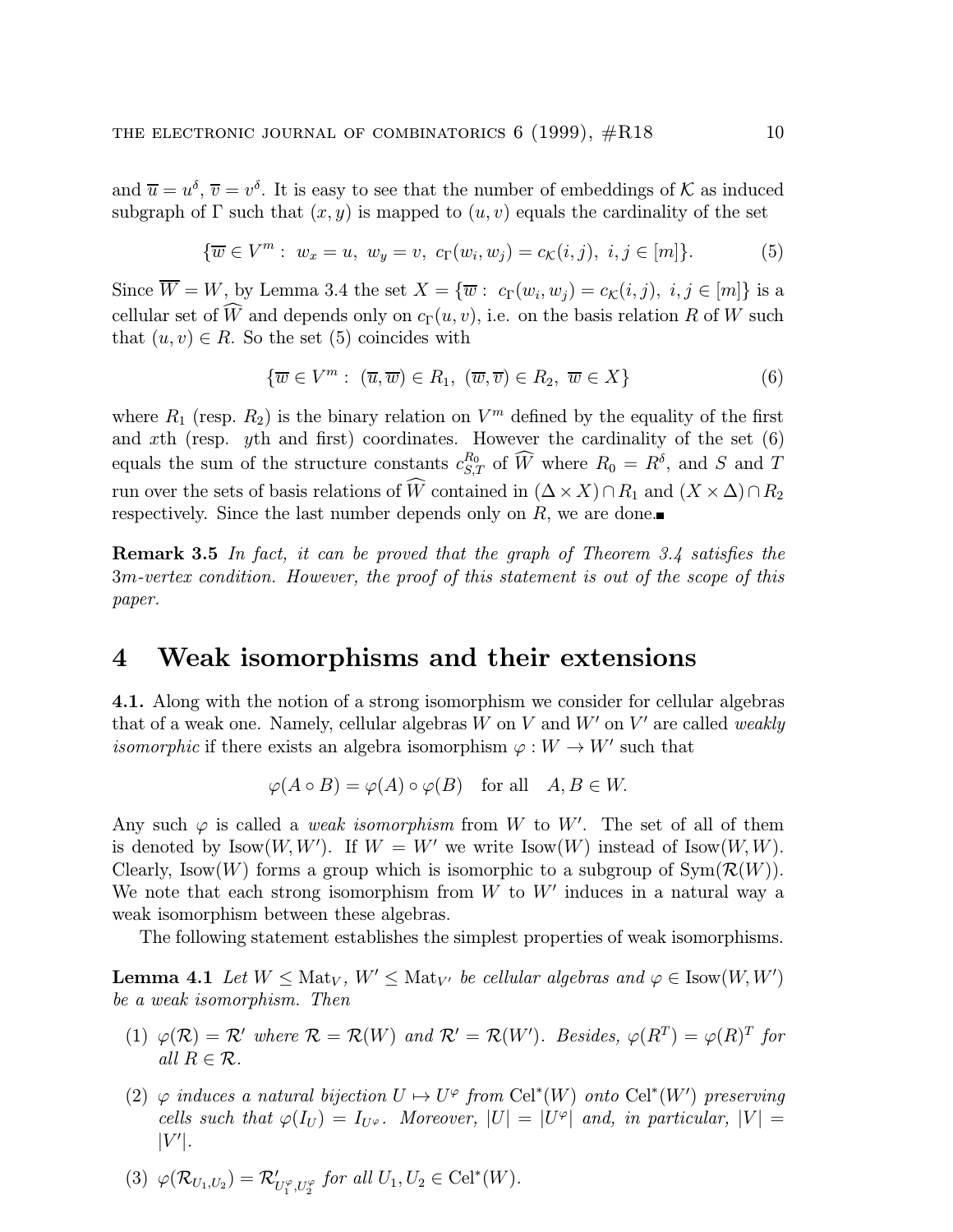and $\overline{u} = u^\delta$, $\overline{v} = v^\delta$. It is easy to see that the number of embeddings of $\mathcal{K}$ as induced subgraph of $\Gamma$ such that $(x, y)$ is mapped to $(u, v)$ equals the cardinality of the set

$$\{\overline{w} \in V^m : \; w_x = u, \; w_y = v, \; c_\Gamma(w_i, w_j) = c_\mathcal{K}(i, j), \; i, j \in [m]\}. \tag{5}$$

Since $\overline{W} = W$, by Lemma 3.4 the set $X = \{\overline{w} : \; c_\Gamma(w_i, w_j) = c_\mathcal{K}(i, j), \; i, j \in [m]\}$ is a cellular set of $\widehat{W}$ and depends only on $c_\Gamma(u, v)$, i.e. on the basis relation $R$ of $W$ such that $(u, v) \in R$. So the set (5) coincides with

$$\{\overline{w} \in V^m : \; (\overline{u}, \overline{w}) \in R_1, \; (\overline{w}, \overline{v}) \in R_2, \; \overline{w} \in X\} \tag{6}$$

where $R_1$ (resp. $R_2$) is the binary relation on $V^m$ defined by the equality of the first and $x$th (resp. $y$th and first) coordinates. However the cardinality of the set (6) equals the sum of the structure constants $c_{S,T}^{R_0}$ of $\widehat{W}$ where $R_0 = R^\delta$, and $S$ and $T$ run over the sets of basis relations of $\widehat{W}$ contained in $(\Delta \times X) \cap R_1$ and $(X \times \Delta) \cap R_2$ respectively. Since the last number depends only on $R$, we are done.■

**Remark 3.5** *In fact, it can be proved that the graph of Theorem 3.4 satisfies the 3m-vertex condition. However, the proof of this statement is out of the scope of this paper.*

# 4 Weak isomorphisms and their extensions

**4.1.** Along with the notion of a strong isomorphism we consider for cellular algebras that of a weak one. Namely, cellular algebras $W$ on $V$ and $W'$ on $V'$ are called *weakly isomorphic* if there exists an algebra isomorphism $\varphi : W \to W'$ such that

$$\varphi(A \circ B) = \varphi(A) \circ \varphi(B) \quad \text{for all} \quad A, B \in W.$$

Any such $\varphi$ is called a *weak isomorphism* from $W$ to $W'$. The set of all of them is denoted by $\mathrm{Isow}(W, W')$. If $W = W'$ we write $\mathrm{Isow}(W)$ instead of $\mathrm{Isow}(W, W)$. Clearly, $\mathrm{Isow}(W)$ forms a group which is isomorphic to a subgroup of $\mathrm{Sym}(\mathcal{R}(W))$. We note that each strong isomorphism from $W$ to $W'$ induces in a natural way a weak isomorphism between these algebras.

The following statement establishes the simplest properties of weak isomorphisms.

**Lemma 4.1** *Let $W \leq \mathrm{Mat}_V$, $W' \leq \mathrm{Mat}_{V'}$ be cellular algebras and $\varphi \in \mathrm{Isow}(W, W')$ be a weak isomorphism. Then*

1. *$\varphi(\mathcal{R}) = \mathcal{R}'$ where $\mathcal{R} = \mathcal{R}(W)$ and $\mathcal{R}' = \mathcal{R}(W')$. Besides, $\varphi(R^T) = \varphi(R)^T$ for all $R \in \mathcal{R}$.*
2. *$\varphi$ induces a natural bijection $U \mapsto U^\varphi$ from $\mathrm{Cel}^*(W)$ onto $\mathrm{Cel}^*(W')$ preserving cells such that $\varphi(I_U) = I_{U^\varphi}$. Moreover, $|U| = |U^\varphi|$ and, in particular, $|V| = |V'|$.*
3. *$\varphi(\mathcal{R}_{U_1,U_2}) = \mathcal{R}'_{U_1^\varphi,U_2^\varphi}$ for all $U_1, U_2 \in \mathrm{Cel}^*(W)$.*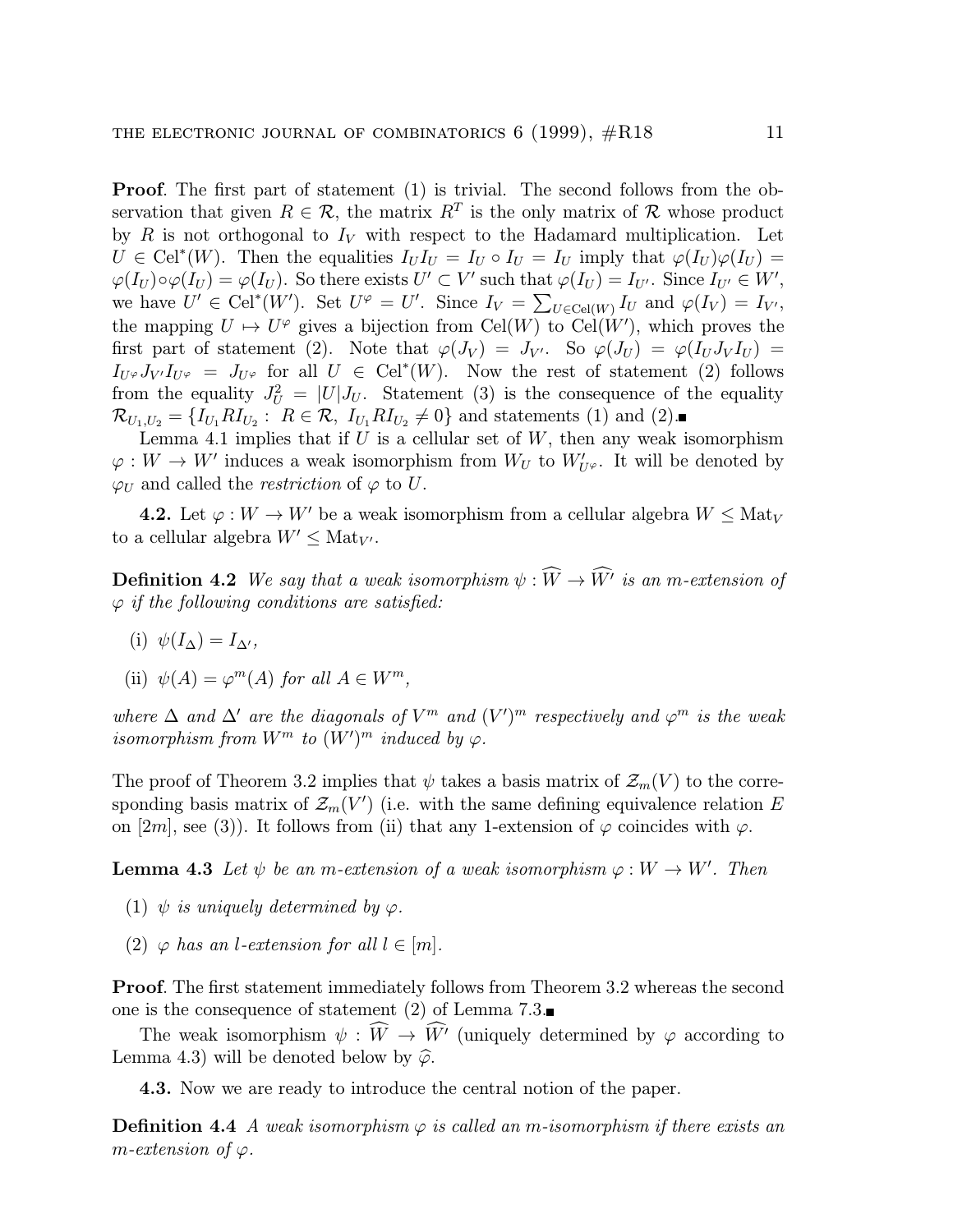**Proof**. The first part of statement (1) is trivial. The second follows from the observation that given $R \in \mathcal{R}$, the matrix $R^T$ is the only matrix of $\mathcal{R}$ whose product by $R$ is not orthogonal to $I_V$ with respect to the Hadamard multiplication. Let $U \in \mathrm{Cel}^*(W)$. Then the equalities $I_U I_U = I_U \circ I_U = I_U$ imply that $\varphi(I_U)\varphi(I_U) = \varphi(I_U) \circ \varphi(I_U) = \varphi(I_U)$. So there exists $U' \subset V'$ such that $\varphi(I_U) = I_{U'}$. Since $I_{U'} \in W'$, we have $U' \in \mathrm{Cel}^*(W')$. Set $U^\varphi = U'$. Since $I_V = \sum_{U \in \mathrm{Cel}(W)} I_U$ and $\varphi(I_V) = I_{V'}$, the mapping $U \mapsto U^\varphi$ gives a bijection from $\mathrm{Cel}(W)$ to $\mathrm{Cel}(W')$, which proves the first part of statement (2). Note that $\varphi(J_V) = J_{V'}$. So $\varphi(J_U) = \varphi(I_U J_V I_U) = I_{U^\varphi} J_{V'} I_{U^\varphi} = J_{U^\varphi}$ for all $U \in \mathrm{Cel}^*(W)$. Now the rest of statement (2) follows from the equality $J_U^2 = |U| J_U$. Statement (3) is the consequence of the equality $\mathcal{R}_{U_1,U_2} = \{I_{U_1} R I_{U_2} : \ R \in \mathcal{R},\ I_{U_1} R I_{U_2} \neq 0\}$ and statements (1) and (2).■

Lemma 4.1 implies that if $U$ is a cellular set of $W$, then any weak isomorphism $\varphi : W \to W'$ induces a weak isomorphism from $W_U$ to $W'_{U^\varphi}$. It will be denoted by $\varphi_U$ and called the *restriction* of $\varphi$ to $U$.

**4.2.** Let $\varphi : W \to W'$ be a weak isomorphism from a cellular algebra $W \leq \mathrm{Mat}_V$ to a cellular algebra $W' \leq \mathrm{Mat}_{V'}$.

**Definition 4.2** *We say that a weak isomorphism $\psi : \widehat{W} \to \widehat{W'}$ is an $m$-extension of $\varphi$ if the following conditions are satisfied:*

(i) $\psi(I_\Delta) = I_{\Delta'}$,

(ii) $\psi(A) = \varphi^m(A)$ *for all* $A \in W^m$,

*where $\Delta$ and $\Delta'$ are the diagonals of $V^m$ and $(V')^m$ respectively and $\varphi^m$ is the weak isomorphism from $W^m$ to $(W')^m$ induced by $\varphi$.*

The proof of Theorem 3.2 implies that $\psi$ takes a basis matrix of $\mathcal{Z}_m(V)$ to the corresponding basis matrix of $\mathcal{Z}_m(V')$ (i.e. with the same defining equivalence relation $E$ on $[2m]$, see (3)). It follows from (ii) that any 1-extension of $\varphi$ coincides with $\varphi$.

**Lemma 4.3** *Let $\psi$ be an $m$-extension of a weak isomorphism $\varphi : W \to W'$. Then*

(1) *$\psi$ is uniquely determined by $\varphi$.*

(2) *$\varphi$ has an $l$-extension for all $l \in [m]$.*

**Proof**. The first statement immediately follows from Theorem 3.2 whereas the second one is the consequence of statement (2) of Lemma 7.3.■

The weak isomorphism $\psi : \widehat{W} \to \widehat{W'}$ (uniquely determined by $\varphi$ according to Lemma 4.3) will be denoted below by $\widehat{\varphi}$.

**4.3.** Now we are ready to introduce the central notion of the paper.

**Definition 4.4** *A weak isomorphism $\varphi$ is called an $m$-isomorphism if there exists an $m$-extension of $\varphi$.*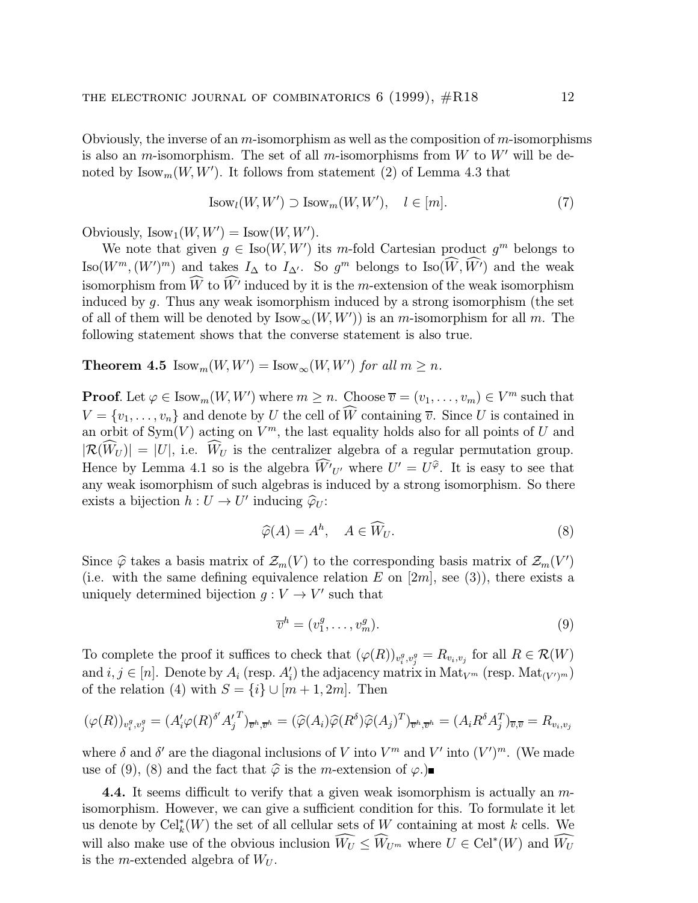Obviously, the inverse of an $m$-isomorphism as well as the composition of $m$-isomorphisms is also an $m$-isomorphism. The set of all $m$-isomorphisms from $W$ to $W'$ will be denoted by $\mathrm{Isow}_m(W, W')$. It follows from statement (2) of Lemma 4.3 that

$$\mathrm{Isow}_l(W, W') \supset \mathrm{Isow}_m(W, W'), \quad l \in [m]. \tag{7}$$

Obviously, $\mathrm{Isow}_1(W, W') = \mathrm{Isow}(W, W')$.

We note that given $g \in \mathrm{Iso}(W, W')$ its $m$-fold Cartesian product $g^m$ belongs to $\mathrm{Iso}(W^m, (W')^m)$ and takes $I_\Delta$ to $I_{\Delta'}$. So $g^m$ belongs to $\mathrm{Iso}(\widehat{W}, \widehat{W'})$ and the weak isomorphism from $\widehat{W}$ to $\widehat{W'}$ induced by it is the $m$-extension of the weak isomorphism induced by $g$. Thus any weak isomorphism induced by a strong isomorphism (the set of all of them will be denoted by $\mathrm{Isow}_\infty(W, W')$) is an $m$-isomorphism for all $m$. The following statement shows that the converse statement is also true.

**Theorem 4.5** *$\mathrm{Isow}_m(W, W') = \mathrm{Isow}_\infty(W, W')$ for all $m \geq n$.*

**Proof**. Let $\varphi \in \mathrm{Isow}_m(W, W')$ where $m \geq n$. Choose $\overline{v} = (v_1, \ldots, v_m) \in V^m$ such that $V = \{v_1, \ldots, v_n\}$ and denote by $U$ the cell of $\widehat{W}$ containing $\overline{v}$. Since $U$ is contained in an orbit of $\mathrm{Sym}(V)$ acting on $V^m$, the last equality holds also for all points of $U$ and $|\mathcal{R}(\widehat{W}_U)| = |U|$, i.e. $\widehat{W}_U$ is the centralizer algebra of a regular permutation group. Hence by Lemma 4.1 so is the algebra $\widehat{W'}_{U'}$ where $U' = U^{\widehat{\varphi}}$. It is easy to see that any weak isomorphism of such algebras is induced by a strong isomorphism. So there exists a bijection $h : U \to U'$ inducing $\widehat{\varphi}_U$:

$$\widehat{\varphi}(A) = A^h, \quad A \in \widehat{W}_U. \tag{8}$$

Since $\widehat{\varphi}$ takes a basis matrix of $\mathcal{Z}_m(V)$ to the corresponding basis matrix of $\mathcal{Z}_m(V')$ (i.e. with the same defining equivalence relation $E$ on $[2m]$, see (3)), there exists a uniquely determined bijection $g : V \to V'$ such that

$$\overline{v}^h = (v_1^g, \ldots, v_m^g). \tag{9}$$

To complete the proof it suffices to check that $(\varphi(R))_{v_i^g, v_j^g} = R_{v_i, v_j}$ for all $R \in \mathcal{R}(W)$ and $i, j \in [n]$. Denote by $A_i$ (resp. $A'_i$) the adjacency matrix in $\mathrm{Mat}_{V^m}$ (resp. $\mathrm{Mat}_{(V')^m}$) of the relation (4) with $S = \{i\} \cup [m+1, 2m]$. Then

$$(\varphi(R))_{v_i^g, v_j^g} = (A'_i \varphi(R)^{\delta'} {A'_j}^T)_{\overline{v}^h, \overline{v}^h} = (\widehat{\varphi}(A_i)\widehat{\varphi}(R^\delta)\widehat{\varphi}(A_j)^T)_{\overline{v}^h, \overline{v}^h} = (A_i R^\delta A_j^T)_{\overline{v}, \overline{v}} = R_{v_i, v_j}$$

where $\delta$ and $\delta'$ are the diagonal inclusions of $V$ into $V^m$ and $V'$ into $(V')^m$. (We made use of (9), (8) and the fact that $\widehat{\varphi}$ is the $m$-extension of $\varphi$.)■

**4.4.** It seems difficult to verify that a given weak isomorphism is actually an $m$-isomorphism. However, we can give a sufficient condition for this. To formulate it let us denote by $\mathrm{Cel}_k^*(W)$ the set of all cellular sets of $W$ containing at most $k$ cells. We will also make use of the obvious inclusion $\widehat{W_U} \leq \widehat{W}_{U^m}$ where $U \in \mathrm{Cel}^*(W)$ and $\widehat{W_U}$ is the $m$-extended algebra of $W_U$.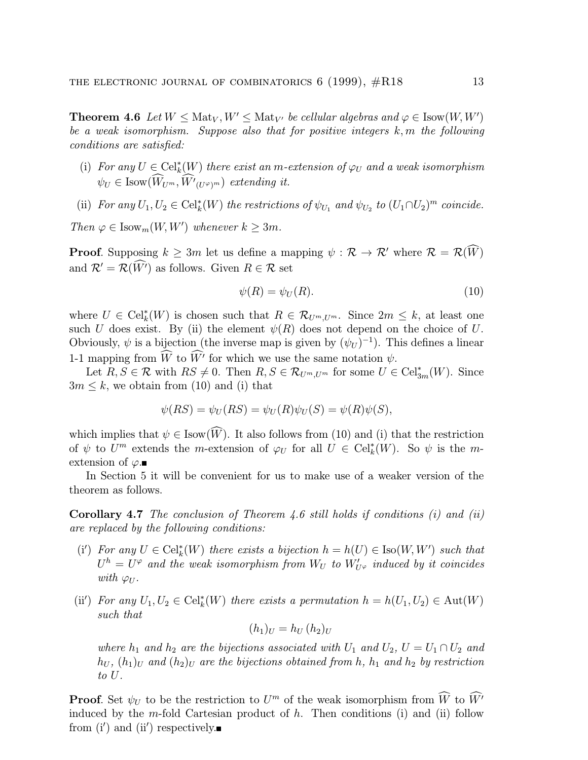**Theorem 4.6** *Let $W \leq \mathrm{Mat}_V, W' \leq \mathrm{Mat}_{V'}$ be cellular algebras and $\varphi \in \mathrm{Isow}(W, W')$ be a weak isomorphism. Suppose also that for positive integers $k, m$ the following conditions are satisfied:*

- (i) *For any $U \in \mathrm{Cel}_k^*(W)$ there exist an $m$-extension of $\varphi_U$ and a weak isomorphism $\psi_U \in \mathrm{Isow}(\widehat{W}_{U^m}, \widehat{W'}_{(U^\varphi)^m})$ extending it.*

- (ii) *For any $U_1, U_2 \in \mathrm{Cel}_k^*(W)$ the restrictions of $\psi_{U_1}$ and $\psi_{U_2}$ to $(U_1 \cap U_2)^m$ coincide.*

*Then $\varphi \in \mathrm{Isow}_m(W, W')$ whenever $k \geq 3m$.*

**Proof**. Supposing $k \geq 3m$ let us define a mapping $\psi : \mathcal{R} \to \mathcal{R}'$ where $\mathcal{R} = \mathcal{R}(\widehat{W})$ and $\mathcal{R}' = \mathcal{R}(\widehat{W'})$ as follows. Given $R \in \mathcal{R}$ set

$$\psi(R) = \psi_U(R). \tag{10}$$

where $U \in \mathrm{Cel}_k^*(W)$ is chosen such that $R \in \mathcal{R}_{U^m, U^m}$. Since $2m \leq k$, at least one such $U$ does exist. By (ii) the element $\psi(R)$ does not depend on the choice of $U$. Obviously, $\psi$ is a bijection (the inverse map is given by $(\psi_U)^{-1}$). This defines a linear 1-1 mapping from $\widehat{W}$ to $\widehat{W'}$ for which we use the same notation $\psi$.

Let $R, S \in \mathcal{R}$ with $RS \neq 0$. Then $R, S \in \mathcal{R}_{U^m, U^m}$ for some $U \in \mathrm{Cel}_{3m}^*(W)$. Since $3m \leq k$, we obtain from (10) and (i) that

$$\psi(RS) = \psi_U(RS) = \psi_U(R)\psi_U(S) = \psi(R)\psi(S),$$

which implies that $\psi \in \mathrm{Isow}(\widehat{W})$. It also follows from (10) and (i) that the restriction of $\psi$ to $U^m$ extends the $m$-extension of $\varphi_U$ for all $U \in \mathrm{Cel}_k^*(W)$. So $\psi$ is the $m$-extension of $\varphi$.∎

In Section 5 it will be convenient for us to make use of a weaker version of the theorem as follows.

**Corollary 4.7** *The conclusion of Theorem 4.6 still holds if conditions (i) and (ii) are replaced by the following conditions:*

- (i′) *For any $U \in \mathrm{Cel}_k^*(W)$ there exists a bijection $h = h(U) \in \mathrm{Iso}(W, W')$ such that $U^h = U^\varphi$ and the weak isomorphism from $W_U$ to $W'_{U^\varphi}$ induced by it coincides with $\varphi_U$.*

- (ii′) *For any $U_1, U_2 \in \mathrm{Cel}_k^*(W)$ there exists a permutation $h = h(U_1, U_2) \in \mathrm{Aut}(W)$ such that*

$$(h_1)_U = h_U \, (h_2)_U$$

*where $h_1$ and $h_2$ are the bijections associated with $U_1$ and $U_2$, $U = U_1 \cap U_2$ and $h_U$, $(h_1)_U$ and $(h_2)_U$ are the bijections obtained from $h$, $h_1$ and $h_2$ by restriction to $U$.*

**Proof**. Set $\psi_U$ to be the restriction to $U^m$ of the weak isomorphism from $\widehat{W}$ to $\widehat{W'}$ induced by the $m$-fold Cartesian product of $h$. Then conditions (i) and (ii) follow from (i′) and (ii′) respectively.∎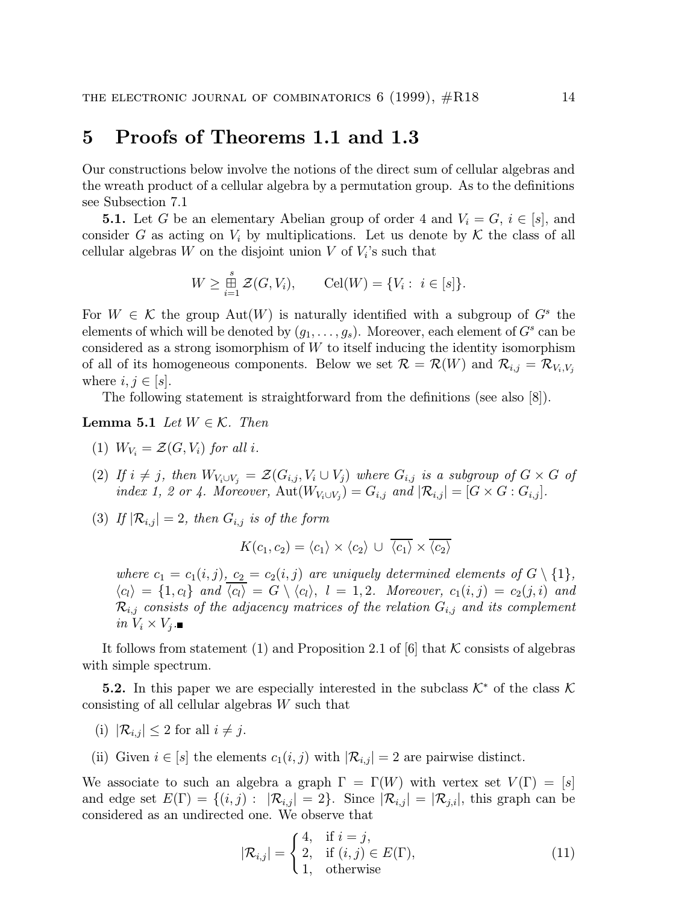# 5 Proofs of Theorems 1.1 and 1.3

Our constructions below involve the notions of the direct sum of cellular algebras and the wreath product of a cellular algebra by a permutation group. As to the definitions see Subsection 7.1

**5.1.** Let $G$ be an elementary Abelian group of order 4 and $V_i = G$, $i \in [s]$, and consider $G$ as acting on $V_i$ by multiplications. Let us denote by $\mathcal{K}$ the class of all cellular algebras $W$ on the disjoint union $V$ of $V_i$'s such that

$$W \geq \boxplus_{i=1}^{s} \mathcal{Z}(G, V_i), \qquad \mathrm{Cel}(W) = \{V_i : \ i \in [s]\}.$$

For $W \in \mathcal{K}$ the group $\mathrm{Aut}(W)$ is naturally identified with a subgroup of $G^s$ the elements of which will be denoted by $(g_1, \ldots, g_s)$. Moreover, each element of $G^s$ can be considered as a strong isomorphism of $W$ to itself inducing the identity isomorphism of all of its homogeneous components. Below we set $\mathcal{R} = \mathcal{R}(W)$ and $\mathcal{R}_{i,j} = \mathcal{R}_{V_i, V_j}$ where $i, j \in [s]$.

The following statement is straightforward from the definitions (see also [8]).

**Lemma 5.1** *Let $W \in \mathcal{K}$. Then*

(1) *$W_{V_i} = \mathcal{Z}(G, V_i)$ for all $i$.*

(2) *If $i \neq j$, then $W_{V_i \cup V_j} = \mathcal{Z}(G_{i,j}, V_i \cup V_j)$ where $G_{i,j}$ is a subgroup of $G \times G$ of index 1, 2 or 4. Moreover, $\mathrm{Aut}(W_{V_i \cup V_j}) = G_{i,j}$ and $|\mathcal{R}_{i,j}| = [G \times G : G_{i,j}]$.*

(3) *If $|\mathcal{R}_{i,j}| = 2$, then $G_{i,j}$ is of the form*

$$K(c_1, c_2) = \langle c_1 \rangle \times \langle c_2 \rangle \ \cup \ \overline{\langle c_1 \rangle} \times \overline{\langle c_2 \rangle}$$

*where $c_1 = c_1(i,j)$, $c_2 = c_2(i,j)$ are uniquely determined elements of $G \setminus \{1\}$, $\langle c_l \rangle = \{1, c_l\}$ and $\overline{\langle c_l \rangle} = G \setminus \langle c_l \rangle$, $l = 1, 2$. Moreover, $c_1(i,j) = c_2(j,i)$ and $\mathcal{R}_{i,j}$ consists of the adjacency matrices of the relation $G_{i,j}$ and its complement in $V_i \times V_j$.* ■

It follows from statement (1) and Proposition 2.1 of [6] that $\mathcal{K}$ consists of algebras with simple spectrum.

**5.2.** In this paper we are especially interested in the subclass $\mathcal{K}^*$ of the class $\mathcal{K}$ consisting of all cellular algebras $W$ such that

(i) $|\mathcal{R}_{i,j}| \leq 2$ for all $i \neq j$.

(ii) Given $i \in [s]$ the elements $c_1(i,j)$ with $|\mathcal{R}_{i,j}| = 2$ are pairwise distinct.

We associate to such an algebra a graph $\Gamma = \Gamma(W)$ with vertex set $V(\Gamma) = [s]$ and edge set $E(\Gamma) = \{(i,j) : \ |\mathcal{R}_{i,j}| = 2\}$. Since $|\mathcal{R}_{i,j}| = |\mathcal{R}_{j,i}|$, this graph can be considered as an undirected one. We observe that

$$|\mathcal{R}_{i,j}| = \begin{cases} 4, & \text{if } i = j, \\ 2, & \text{if } (i,j) \in E(\Gamma), \\ 1, & \text{otherwise} \end{cases} \tag{11}$$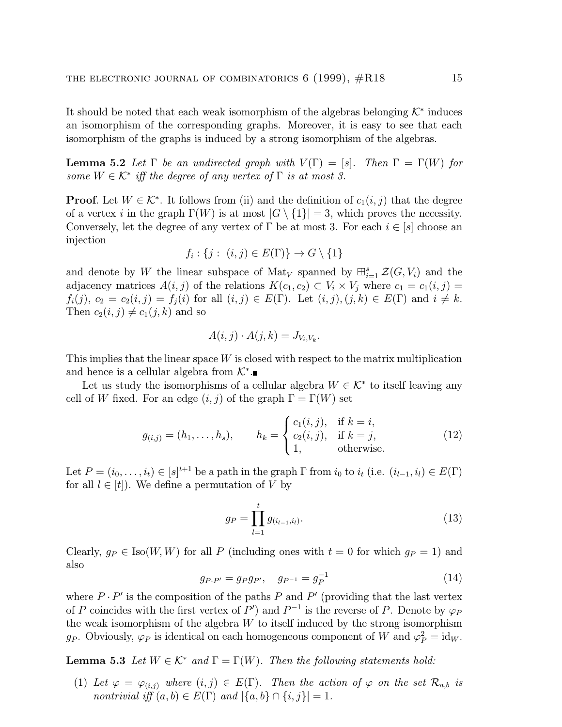It should be noted that each weak isomorphism of the algebras belonging $\mathcal{K}^*$ induces an isomorphism of the corresponding graphs. Moreover, it is easy to see that each isomorphism of the graphs is induced by a strong isomorphism of the algebras.

**Lemma 5.2** *Let $\Gamma$ be an undirected graph with $V(\Gamma) = [s]$. Then $\Gamma = \Gamma(W)$ for some $W \in \mathcal{K}^*$ iff the degree of any vertex of $\Gamma$ is at most 3.*

**Proof**. Let $W \in \mathcal{K}^*$. It follows from (ii) and the definition of $c_1(i,j)$ that the degree of a vertex $i$ in the graph $\Gamma(W)$ is at most $|G \setminus \{1\}| = 3$, which proves the necessity. Conversely, let the degree of any vertex of $\Gamma$ be at most 3. For each $i \in [s]$ choose an injection

$$f_i : \{j : \ (i,j) \in E(\Gamma)\} \to G \setminus \{1\}$$

and denote by $W$ the linear subspace of $\mathrm{Mat}_V$ spanned by $\boxplus_{i=1}^{s} \mathcal{Z}(G, V_i)$ and the adjacency matrices $A(i,j)$ of the relations $K(c_1, c_2) \subset V_i \times V_j$ where $c_1 = c_1(i,j) = f_i(j)$, $c_2 = c_2(i,j) = f_j(i)$ for all $(i,j) \in E(\Gamma)$. Let $(i,j), (j,k) \in E(\Gamma)$ and $i \neq k$. Then $c_2(i,j) \neq c_1(j,k)$ and so

$$A(i,j) \cdot A(j,k) = J_{V_i, V_k}.$$

This implies that the linear space $W$ is closed with respect to the matrix multiplication and hence is a cellular algebra from $\mathcal{K}^*$.■

Let us study the isomorphisms of a cellular algebra $W \in \mathcal{K}^*$ to itself leaving any cell of $W$ fixed. For an edge $(i,j)$ of the graph $\Gamma = \Gamma(W)$ set

$$g_{(i,j)} = (h_1, \ldots, h_s), \qquad h_k = \begin{cases} c_1(i,j), & \text{if } k = i, \\ c_2(i,j), & \text{if } k = j, \\ 1, & \text{otherwise.} \end{cases} \tag{12}$$

Let $P = (i_0, \ldots, i_t) \in [s]^{t+1}$ be a path in the graph $\Gamma$ from $i_0$ to $i_t$ (i.e. $(i_{l-1}, i_l) \in E(\Gamma)$ for all $l \in [t]$). We define a permutation of $V$ by

$$g_P = \prod_{l=1}^{t} g_{(i_{l-1}, i_l)}. \tag{13}$$

Clearly, $g_P \in \mathrm{Iso}(W, W)$ for all $P$ (including ones with $t = 0$ for which $g_P = 1$) and also

$$g_{P \cdot P'} = g_P g_{P'}, \quad g_{P^{-1}} = g_P^{-1} \tag{14}$$

where $P \cdot P'$ is the composition of the paths $P$ and $P'$ (providing that the last vertex of $P$ coincides with the first vertex of $P'$) and $P^{-1}$ is the reverse of $P$. Denote by $\varphi_P$ the weak isomorphism of the algebra $W$ to itself induced by the strong isomorphism $g_P$. Obviously, $\varphi_P$ is identical on each homogeneous component of $W$ and $\varphi_P^2 = \mathrm{id}_W$.

**Lemma 5.3** *Let $W \in \mathcal{K}^*$ and $\Gamma = \Gamma(W)$. Then the following statements hold:*

(1) *Let $\varphi = \varphi_{(i,j)}$ where $(i,j) \in E(\Gamma)$. Then the action of $\varphi$ on the set $\mathcal{R}_{a,b}$ is nontrivial iff $(a,b) \in E(\Gamma)$ and $|\{a,b\} \cap \{i,j\}| = 1$.*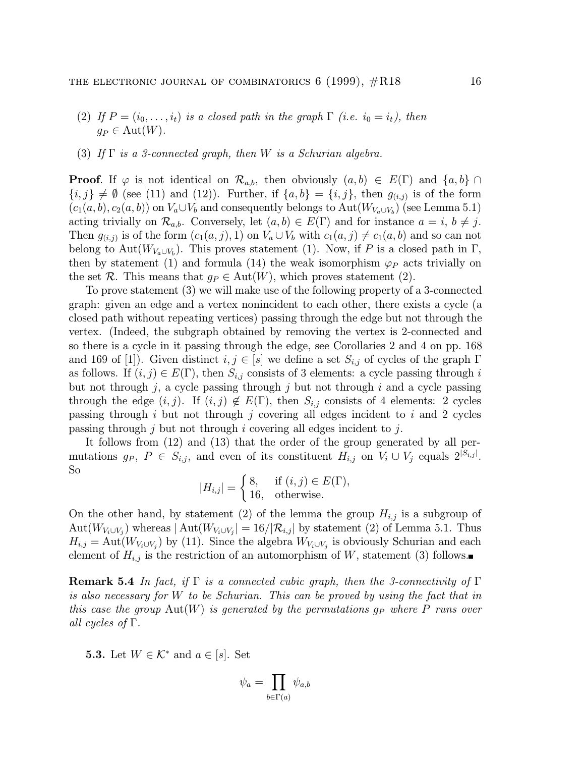(2) *If $P = (i_0, \ldots, i_t)$ is a closed path in the graph $\Gamma$ (i.e. $i_0 = i_t$), then $g_P \in \mathrm{Aut}(W)$.*

(3) *If $\Gamma$ is a 3-connected graph, then $W$ is a Schurian algebra.*

**Proof**. If $\varphi$ is not identical on $\mathcal{R}_{a,b}$, then obviously $(a,b) \in E(\Gamma)$ and $\{a,b\} \cap \{i,j\} \neq \emptyset$ (see (11) and (12)). Further, if $\{a,b\} = \{i,j\}$, then $g_{(i,j)}$ is of the form $(c_1(a,b), c_2(a,b))$ on $V_a \cup V_b$ and consequently belongs to $\mathrm{Aut}(W_{V_a \cup V_b})$ (see Lemma 5.1) acting trivially on $\mathcal{R}_{a,b}$. Conversely, let $(a,b) \in E(\Gamma)$ and for instance $a = i$, $b \neq j$. Then $g_{(i,j)}$ is of the form $(c_1(a,j), 1)$ on $V_a \cup V_b$ with $c_1(a,j) \neq c_1(a,b)$ and so can not belong to $\mathrm{Aut}(W_{V_a \cup V_b})$. This proves statement (1). Now, if $P$ is a closed path in $\Gamma$, then by statement (1) and formula (14) the weak isomorphism $\varphi_P$ acts trivially on the set $\mathcal{R}$. This means that $g_P \in \mathrm{Aut}(W)$, which proves statement (2).

To prove statement (3) we will make use of the following property of a 3-connected graph: given an edge and a vertex nonincident to each other, there exists a cycle (a closed path without repeating vertices) passing through the edge but not through the vertex. (Indeed, the subgraph obtained by removing the vertex is 2-connected and so there is a cycle in it passing through the edge, see Corollaries 2 and 4 on pp. 168 and 169 of [1]). Given distinct $i, j \in [s]$ we define a set $S_{i,j}$ of cycles of the graph $\Gamma$ as follows. If $(i,j) \in E(\Gamma)$, then $S_{i,j}$ consists of 3 elements: a cycle passing through $i$ but not through $j$, a cycle passing through $j$ but not through $i$ and a cycle passing through the edge $(i,j)$. If $(i,j) \notin E(\Gamma)$, then $S_{i,j}$ consists of 4 elements: 2 cycles passing through $i$ but not through $j$ covering all edges incident to $i$ and 2 cycles passing through $j$ but not through $i$ covering all edges incident to $j$.

It follows from (12) and (13) that the order of the group generated by all permutations $g_P$, $P \in S_{i,j}$, and even of its constituent $H_{i,j}$ on $V_i \cup V_j$ equals $2^{|S_{i,j}|}$. So

$$|H_{i,j}| = \begin{cases} 8, & \text{if } (i,j) \in E(\Gamma), \\ 16, & \text{otherwise.} \end{cases}$$

On the other hand, by statement (2) of the lemma the group $H_{i,j}$ is a subgroup of $\mathrm{Aut}(W_{V_i \cup V_j})$ whereas $|\mathrm{Aut}(W_{V_i \cup V_j})| = 16/|\mathcal{R}_{i,j}|$ by statement (2) of Lemma 5.1. Thus $H_{i,j} = \mathrm{Aut}(W_{V_i \cup V_j})$ by (11). Since the algebra $W_{V_i \cup V_j}$ is obviously Schurian and each element of $H_{i,j}$ is the restriction of an automorphism of $W$, statement (3) follows.∎

**Remark 5.4** *In fact, if $\Gamma$ is a connected cubic graph, then the 3-connectivity of $\Gamma$ is also necessary for $W$ to be Schurian. This can be proved by using the fact that in this case the group $\mathrm{Aut}(W)$ is generated by the permutations $g_P$ where $P$ runs over all cycles of $\Gamma$.*

**5.3.** Let $W \in \mathcal{K}^*$ and $a \in [s]$. Set

$$\psi_a = \prod_{b \in \Gamma(a)} \psi_{a,b}$$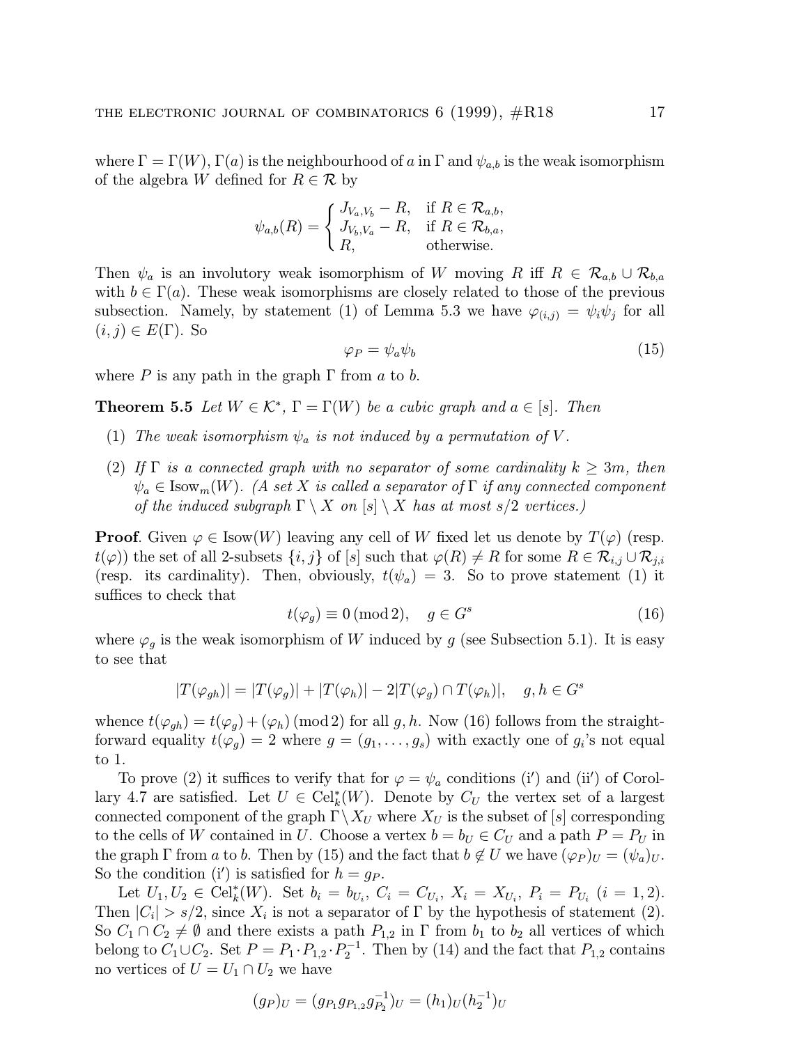where $\Gamma = \Gamma(W)$, $\Gamma(a)$ is the neighbourhood of $a$ in $\Gamma$ and $\psi_{a,b}$ is the weak isomorphism of the algebra $W$ defined for $R \in \mathcal{R}$ by

$$\psi_{a,b}(R) = \begin{cases} J_{V_a,V_b} - R, & \text{if } R \in \mathcal{R}_{a,b}, \\ J_{V_b,V_a} - R, & \text{if } R \in \mathcal{R}_{b,a}, \\ R, & \text{otherwise.} \end{cases}$$

Then $\psi_a$ is an involutory weak isomorphism of $W$ moving $R$ iff $R \in \mathcal{R}_{a,b} \cup \mathcal{R}_{b,a}$ with $b \in \Gamma(a)$. These weak isomorphisms are closely related to those of the previous subsection. Namely, by statement (1) of Lemma 5.3 we have $\varphi_{(i,j)} = \psi_i \psi_j$ for all $(i,j) \in E(\Gamma)$. So

$$\varphi_P = \psi_a \psi_b \tag{15}$$

where $P$ is any path in the graph $\Gamma$ from $a$ to $b$.

**Theorem 5.5** *Let $W \in \mathcal{K}^*$, $\Gamma = \Gamma(W)$ be a cubic graph and $a \in [s]$. Then*

1. *The weak isomorphism $\psi_a$ is not induced by a permutation of $V$.*
2. *If $\Gamma$ is a connected graph with no separator of some cardinality $k \geq 3m$, then $\psi_a \in \mathrm{Isow}_m(W)$. (A set $X$ is called a separator of $\Gamma$ if any connected component of the induced subgraph $\Gamma \setminus X$ on $[s] \setminus X$ has at most $s/2$ vertices.)*

**Proof**. Given $\varphi \in \mathrm{Isow}(W)$ leaving any cell of $W$ fixed let us denote by $T(\varphi)$ (resp. $t(\varphi)$) the set of all 2-subsets $\{i,j\}$ of $[s]$ such that $\varphi(R) \neq R$ for some $R \in \mathcal{R}_{i,j} \cup \mathcal{R}_{j,i}$ (resp. its cardinality). Then, obviously, $t(\psi_a) = 3$. So to prove statement (1) it suffices to check that

$$t(\varphi_g) \equiv 0 \pmod 2, \quad g \in G^s \tag{16}$$

where $\varphi_g$ is the weak isomorphism of $W$ induced by $g$ (see Subsection 5.1). It is easy to see that

$$|T(\varphi_{gh})| = |T(\varphi_g)| + |T(\varphi_h)| - 2|T(\varphi_g) \cap T(\varphi_h)|, \quad g, h \in G^s$$

whence $t(\varphi_{gh}) = t(\varphi_g) + (\varphi_h) \pmod 2$ for all $g, h$. Now (16) follows from the straightforward equality $t(\varphi_g) = 2$ where $g = (g_1, \ldots, g_s)$ with exactly one of $g_i$'s not equal to 1.

To prove (2) it suffices to verify that for $\varphi = \psi_a$ conditions (i$'$) and (ii$'$) of Corollary 4.7 are satisfied. Let $U \in \mathrm{Cel}_k^*(W)$. Denote by $C_U$ the vertex set of a largest connected component of the graph $\Gamma \setminus X_U$ where $X_U$ is the subset of $[s]$ corresponding to the cells of $W$ contained in $U$. Choose a vertex $b = b_U \in C_U$ and a path $P = P_U$ in the graph $\Gamma$ from $a$ to $b$. Then by (15) and the fact that $b \notin U$ we have $(\varphi_P)_U = (\psi_a)_U$. So the condition (i$'$) is satisfied for $h = g_P$.

Let $U_1, U_2 \in \mathrm{Cel}_k^*(W)$. Set $b_i = b_{U_i}$, $C_i = C_{U_i}$, $X_i = X_{U_i}$, $P_i = P_{U_i}$ $(i = 1, 2)$. Then $|C_i| > s/2$, since $X_i$ is not a separator of $\Gamma$ by the hypothesis of statement (2). So $C_1 \cap C_2 \neq \emptyset$ and there exists a path $P_{1,2}$ in $\Gamma$ from $b_1$ to $b_2$ all vertices of which belong to $C_1 \cup C_2$. Set $P = P_1 \cdot P_{1,2} \cdot P_2^{-1}$. Then by (14) and the fact that $P_{1,2}$ contains no vertices of $U = U_1 \cap U_2$ we have

$$(g_P)_U = (g_{P_1} g_{P_{1,2}} g_{P_2}^{-1})_U = (h_1)_U (h_2^{-1})_U$$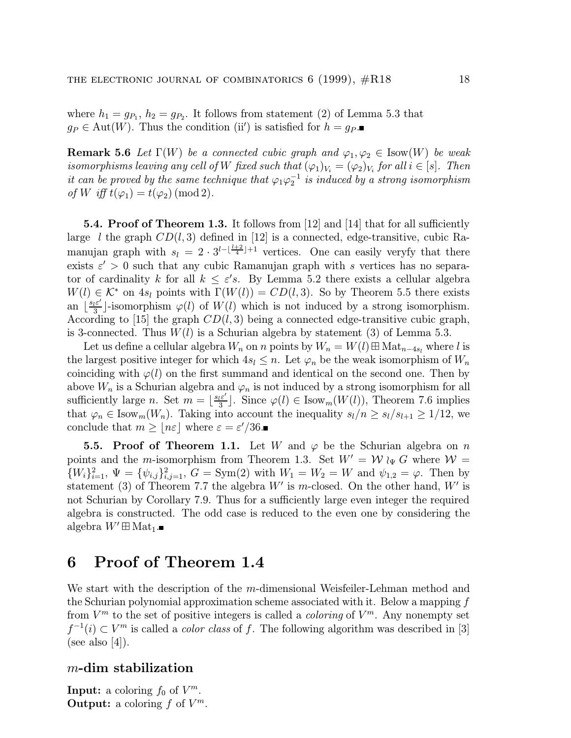where $h_1 = g_{P_1}$, $h_2 = g_{P_2}$. It follows from statement (2) of Lemma 5.3 that $g_P \in \mathrm{Aut}(W)$. Thus the condition (ii′) is satisfied for $h = g_P$.■

**Remark 5.6** *Let $\Gamma(W)$ be a connected cubic graph and $\varphi_1, \varphi_2 \in \mathrm{Isow}(W)$ be weak isomorphisms leaving any cell of $W$ fixed such that $(\varphi_1)_{V_i} = (\varphi_2)_{V_i}$ for all $i \in [s]$. Then it can be proved by the same technique that $\varphi_1\varphi_2^{-1}$ is induced by a strong isomorphism of $W$ iff $t(\varphi_1) = t(\varphi_2) \pmod 2$.*

**5.4. Proof of Theorem 1.3.** It follows from [12] and [14] that for all sufficiently large $l$ the graph $CD(l, 3)$ defined in [12] is a connected, edge-transitive, cubic Ramanujan graph with $s_l = 2 \cdot 3^{l - \lfloor \frac{l+2}{4} \rfloor + 1}$ vertices. One can easily veryfy that there exists $\varepsilon' > 0$ such that any cubic Ramanujan graph with $s$ vertices has no separator of cardinality $k$ for all $k \le \varepsilon' s$. By Lemma 5.2 there exists a cellular algebra $W(l) \in \mathcal{K}^*$ on $4s_l$ points with $\Gamma(W(l)) = CD(l, 3)$. So by Theorem 5.5 there exists an $\lfloor \frac{s_l \varepsilon'}{3} \rfloor$-isomorphism $\varphi(l)$ of $W(l)$ which is not induced by a strong isomorphism. According to [15] the graph $CD(l, 3)$ being a connected edge-transitive cubic graph, is 3-connected. Thus $W(l)$ is a Schurian algebra by statement (3) of Lemma 5.3.

Let us define a cellular algebra $W_n$ on $n$ points by $W_n = W(l) \boxplus \mathrm{Mat}_{n-4s_l}$ where $l$ is the largest positive integer for which $4s_l \le n$. Let $\varphi_n$ be the weak isomorphism of $W_n$ coinciding with $\varphi(l)$ on the first summand and identical on the second one. Then by above $W_n$ is a Schurian algebra and $\varphi_n$ is not induced by a strong isomorphism for all sufficiently large $n$. Set $m = \lfloor \frac{s_l \varepsilon'}{3} \rfloor$. Since $\varphi(l) \in \mathrm{Isow}_m(W(l))$, Theorem 7.6 implies that $\varphi_n \in \mathrm{Isow}_m(W_n)$. Taking into account the inequality $s_l/n \ge s_l/s_{l+1} \ge 1/12$, we conclude that $m \ge \lfloor n\varepsilon \rfloor$ where $\varepsilon = \varepsilon'/36$.■

**5.5. Proof of Theorem 1.1.** Let $W$ and $\varphi$ be the Schurian algebra on $n$ points and the $m$-isomorphism from Theorem 1.3. Set $W' = \mathcal{W} \wr_\Psi G$ where $\mathcal{W} = \{W_i\}_{i=1}^2$, $\Psi = \{\psi_{i,j}\}_{i,j=1}^2$, $G = \mathrm{Sym}(2)$ with $W_1 = W_2 = W$ and $\psi_{1,2} = \varphi$. Then by statement (3) of Theorem 7.7 the algebra $W'$ is $m$-closed. On the other hand, $W'$ is not Schurian by Corollary 7.9. Thus for a sufficiently large even integer the required algebra is constructed. The odd case is reduced to the even one by considering the algebra $W' \boxplus \mathrm{Mat}_1$.■

# 6 Proof of Theorem 1.4

We start with the description of the $m$-dimensional Weisfeiler-Lehman method and the Schurian polynomial approximation scheme associated with it. Below a mapping $f$ from $V^m$ to the set of positive integers is called a *coloring* of $V^m$. Any nonempty set $f^{-1}(i) \subset V^m$ is called a *color class* of $f$. The following algorithm was described in [3] (see also [4]).

### $m$-dim stabilization

**Input:** a coloring $f_0$ of $V^m$.
**Output:** a coloring $f$ of $V^m$.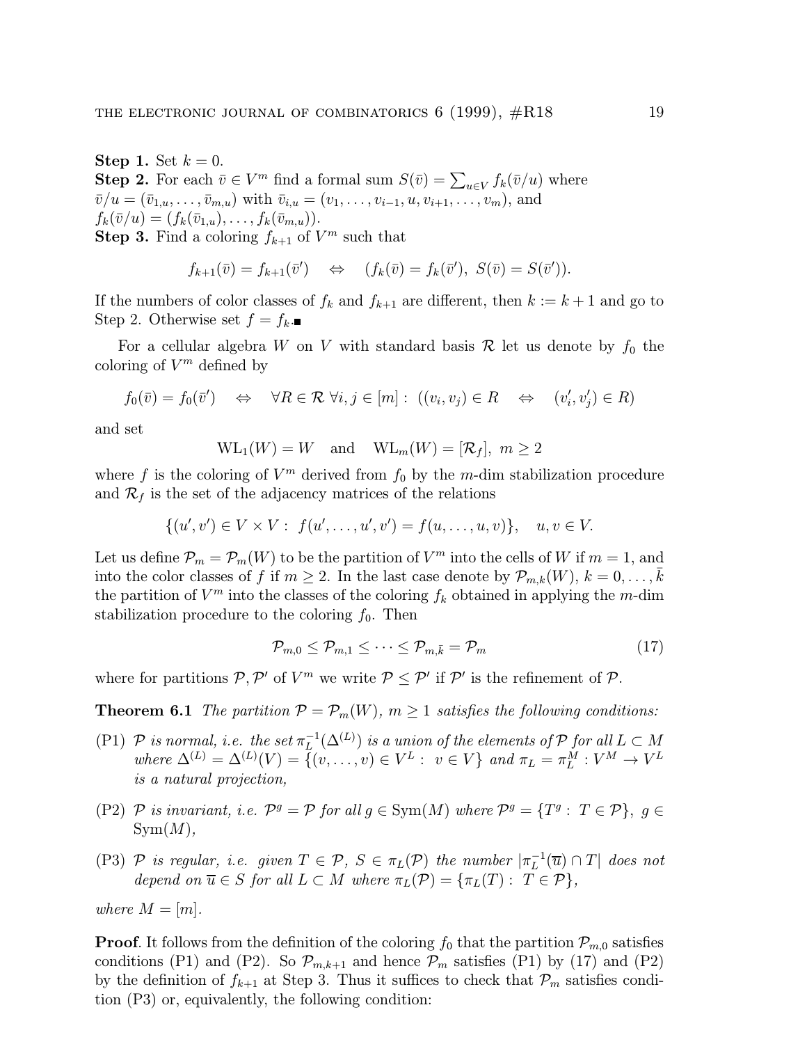**Step 1.** Set $k = 0$.
**Step 2.** For each $\bar{v} \in V^m$ find a formal sum $S(\bar{v}) = \sum_{u \in V} f_k(\bar{v}/u)$ where $\bar{v}/u = (\bar{v}_{1,u}, \ldots, \bar{v}_{m,u})$ with $\bar{v}_{i,u} = (v_1, \ldots, v_{i-1}, u, v_{i+1}, \ldots, v_m)$, and $f_k(\bar{v}/u) = (f_k(\bar{v}_{1,u}), \ldots, f_k(\bar{v}_{m,u}))$.
**Step 3.** Find a coloring $f_{k+1}$ of $V^m$ such that

$$f_{k+1}(\bar{v}) = f_{k+1}(\bar{v}') \quad \Leftrightarrow \quad (f_k(\bar{v}) = f_k(\bar{v}'),\ S(\bar{v}) = S(\bar{v}')).$$

If the numbers of color classes of $f_k$ and $f_{k+1}$ are different, then $k := k+1$ and go to Step 2. Otherwise set $f = f_k$.■

For a cellular algebra $W$ on $V$ with standard basis $\mathcal{R}$ let us denote by $f_0$ the coloring of $V^m$ defined by

$$f_0(\bar{v}) = f_0(\bar{v}') \quad \Leftrightarrow \quad \forall R \in \mathcal{R}\ \forall i,j \in [m]:\ ((v_i, v_j) \in R \quad \Leftrightarrow \quad (v'_i, v'_j) \in R)$$

and set

$$\mathrm{WL}_1(W) = W \quad \text{and} \quad \mathrm{WL}_m(W) = [\mathcal{R}_f],\ m \geq 2$$

where $f$ is the coloring of $V^m$ derived from $f_0$ by the $m$-dim stabilization procedure and $\mathcal{R}_f$ is the set of the adjacency matrices of the relations

$$\{(u', v') \in V \times V:\ f(u', \ldots, u', v') = f(u, \ldots, u, v)\}, \quad u, v \in V.$$

Let us define $\mathcal{P}_m = \mathcal{P}_m(W)$ to be the partition of $V^m$ into the cells of $W$ if $m = 1$, and into the color classes of $f$ if $m \geq 2$. In the last case denote by $\mathcal{P}_{m,k}(W)$, $k = 0, \ldots, \bar{k}$ the partition of $V^m$ into the classes of the coloring $f_k$ obtained in applying the $m$-dim stabilization procedure to the coloring $f_0$. Then

$$\mathcal{P}_{m,0} \leq \mathcal{P}_{m,1} \leq \cdots \leq \mathcal{P}_{m,\bar{k}} = \mathcal{P}_m \tag{17}$$

where for partitions $\mathcal{P}, \mathcal{P}'$ of $V^m$ we write $\mathcal{P} \leq \mathcal{P}'$ if $\mathcal{P}'$ is the refinement of $\mathcal{P}$.

**Theorem 6.1** *The partition $\mathcal{P} = \mathcal{P}_m(W)$, $m \geq 1$ satisfies the following conditions:*

- (P1) *$\mathcal{P}$ is normal, i.e. the set $\pi_L^{-1}(\Delta^{(L)})$ is a union of the elements of $\mathcal{P}$ for all $L \subset M$ where $\Delta^{(L)} = \Delta^{(L)}(V) = \{(v, \ldots, v) \in V^L:\ v \in V\}$ and $\pi_L = \pi_L^M : V^M \to V^L$ is a natural projection,*
- (P2) *$\mathcal{P}$ is invariant, i.e. $\mathcal{P}^g = \mathcal{P}$ for all $g \in \mathrm{Sym}(M)$ where $\mathcal{P}^g = \{T^g:\ T \in \mathcal{P}\}$, $g \in \mathrm{Sym}(M)$,*
- (P3) *$\mathcal{P}$ is regular, i.e. given $T \in \mathcal{P}$, $S \in \pi_L(\mathcal{P})$ the number $|\pi_L^{-1}(\overline{u}) \cap T|$ does not depend on $\overline{u} \in S$ for all $L \subset M$ where $\pi_L(\mathcal{P}) = \{\pi_L(T):\ T \in \mathcal{P}\}$,*

*where $M = [m]$.*

**Proof**. It follows from the definition of the coloring $f_0$ that the partition $\mathcal{P}_{m,0}$ satisfies conditions (P1) and (P2). So $\mathcal{P}_{m,k+1}$ and hence $\mathcal{P}_m$ satisfies (P1) by (17) and (P2) by the definition of $f_{k+1}$ at Step 3. Thus it suffices to check that $\mathcal{P}_m$ satisfies condition (P3) or, equivalently, the following condition: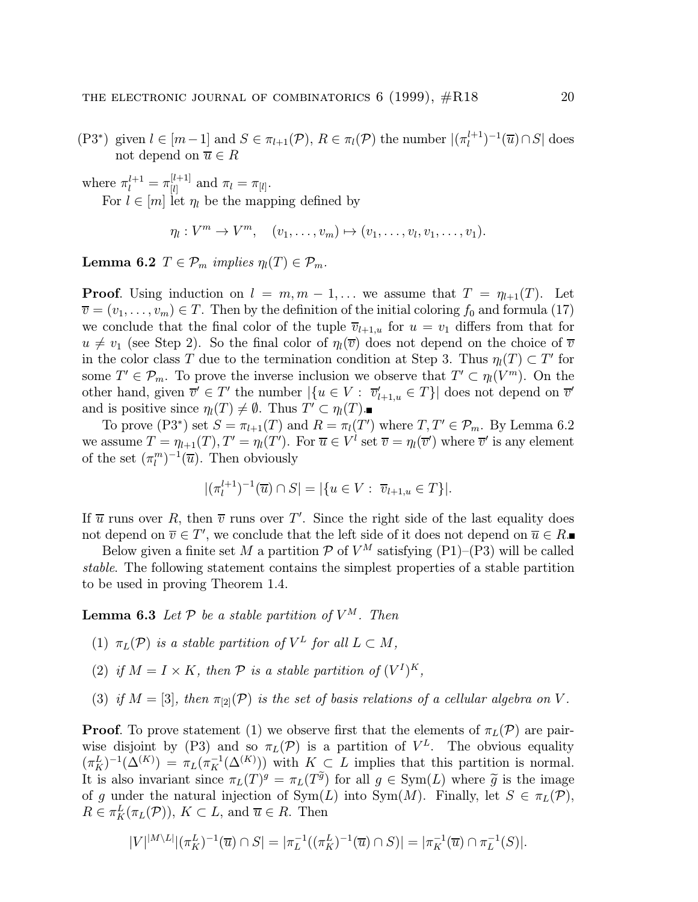(P3*) given $l \in [m-1]$ and $S \in \pi_{l+1}(\mathcal{P})$, $R \in \pi_l(\mathcal{P})$ the number $|(\pi_l^{l+1})^{-1}(\overline{u}) \cap S|$ does not depend on $\overline{u} \in R$

where $\pi_l^{l+1} = \pi_{[l]}^{[l+1]}$ and $\pi_l = \pi_{[l]}$.

For $l \in [m]$ let $\eta_l$ be the mapping defined by

$$\eta_l : V^m \to V^m, \quad (v_1, \ldots, v_m) \mapsto (v_1, \ldots, v_l, v_1, \ldots, v_1).$$

**Lemma 6.2** *$T \in \mathcal{P}_m$ implies $\eta_l(T) \in \mathcal{P}_m$.*

**Proof**. Using induction on $l = m, m-1, \ldots$ we assume that $T = \eta_{l+1}(T)$. Let $\overline{v} = (v_1, \ldots, v_m) \in T$. Then by the definition of the initial coloring $f_0$ and formula (17) we conclude that the final color of the tuple $\overline{v}_{l+1,u}$ for $u = v_1$ differs from that for $u \neq v_1$ (see Step 2). So the final color of $\eta_l(\overline{v})$ does not depend on the choice of $\overline{v}$ in the color class $T$ due to the termination condition at Step 3. Thus $\eta_l(T) \subset T'$ for some $T' \in \mathcal{P}_m$. To prove the inverse inclusion we observe that $T' \subset \eta_l(V^m)$. On the other hand, given $\overline{v}' \in T'$ the number $|\{u \in V : \overline{v}'_{l+1,u} \in T\}|$ does not depend on $\overline{v}'$ and is positive since $\eta_l(T) \neq \emptyset$. Thus $T' \subset \eta_l(T)$.■

To prove (P3*) set $S = \pi_{l+1}(T)$ and $R = \pi_l(T')$ where $T, T' \in \mathcal{P}_m$. By Lemma 6.2 we assume $T = \eta_{l+1}(T), T' = \eta_l(T')$. For $\overline{u} \in V^l$ set $\overline{v} = \eta_l(\overline{v}')$ where $\overline{v}'$ is any element of the set $(\pi_l^m)^{-1}(\overline{u})$. Then obviously

$$|(\pi_l^{l+1})^{-1}(\overline{u}) \cap S| = |\{u \in V : \overline{v}_{l+1,u} \in T\}|.$$

If $\overline{u}$ runs over $R$, then $\overline{v}$ runs over $T'$. Since the right side of the last equality does not depend on $\overline{v} \in T'$, we conclude that the left side of it does not depend on $\overline{u} \in R$.■

Below given a finite set $M$ a partition $\mathcal{P}$ of $V^M$ satisfying (P1)–(P3) will be called *stable*. The following statement contains the simplest properties of a stable partition to be used in proving Theorem 1.4.

**Lemma 6.3** *Let $\mathcal{P}$ be a stable partition of $V^M$. Then*

1. *$\pi_L(\mathcal{P})$ is a stable partition of $V^L$ for all $L \subset M$,*
2. *if $M = I \times K$, then $\mathcal{P}$ is a stable partition of $(V^I)^K$,*
3. *if $M = [3]$, then $\pi_{[2]}(\mathcal{P})$ is the set of basis relations of a cellular algebra on $V$.*

**Proof**. To prove statement (1) we observe first that the elements of $\pi_L(\mathcal{P})$ are pairwise disjoint by (P3) and so $\pi_L(\mathcal{P})$ is a partition of $V^L$. The obvious equality $(\pi_K^L)^{-1}(\Delta^{(K)}) = \pi_L(\pi_K^{-1}(\Delta^{(K)}))$ with $K \subset L$ implies that this partition is normal. It is also invariant since $\pi_L(T)^g = \pi_L(T^{\widetilde{g}})$ for all $g \in \mathrm{Sym}(L)$ where $\widetilde{g}$ is the image of $g$ under the natural injection of $\mathrm{Sym}(L)$ into $\mathrm{Sym}(M)$. Finally, let $S \in \pi_L(\mathcal{P})$, $R \in \pi_K^L(\pi_L(\mathcal{P}))$, $K \subset L$, and $\overline{u} \in R$. Then

$$|V|^{|M \setminus L|} |(\pi_K^L)^{-1}(\overline{u}) \cap S| = |\pi_L^{-1}((\pi_K^L)^{-1}(\overline{u}) \cap S)| = |\pi_K^{-1}(\overline{u}) \cap \pi_L^{-1}(S)|.$$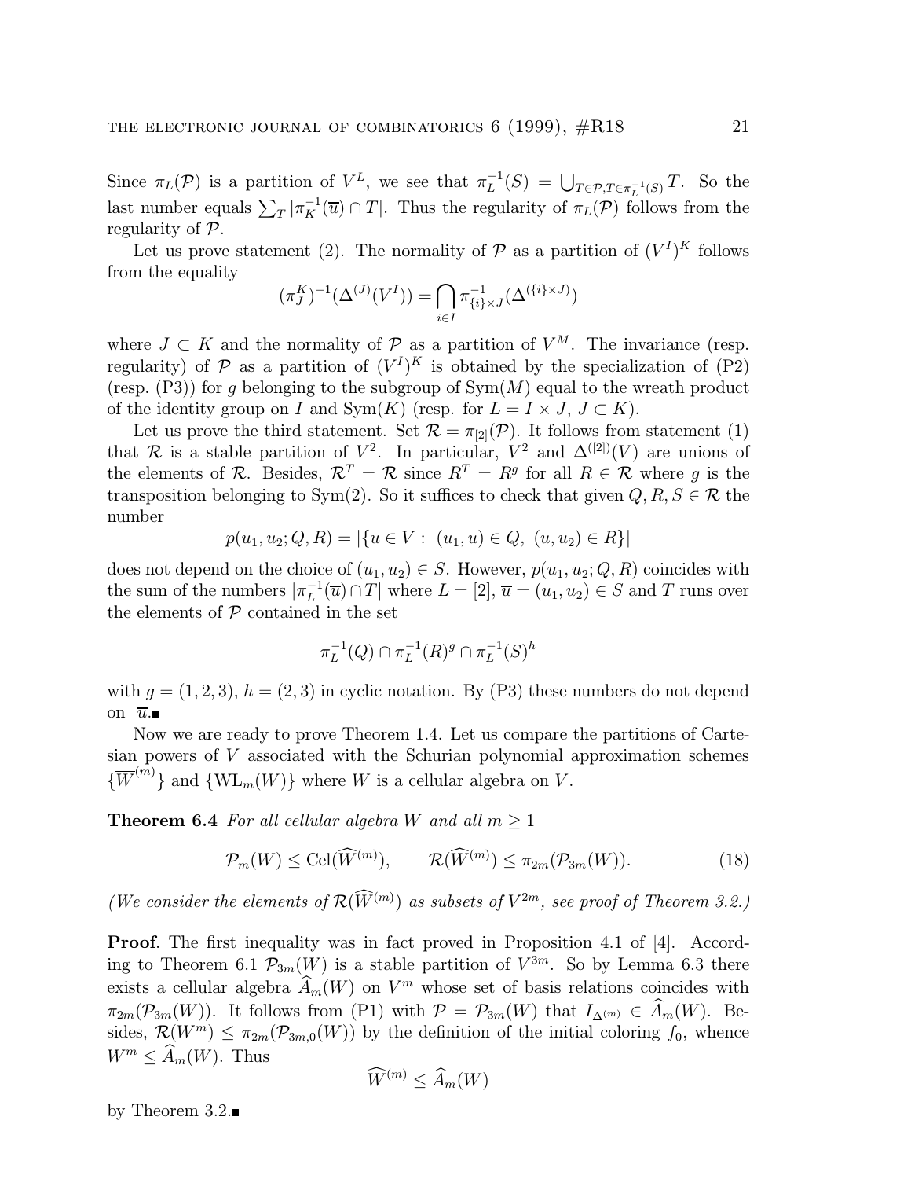Since $\pi_L(\mathcal{P})$ is a partition of $V^L$, we see that $\pi_L^{-1}(S) = \bigcup_{T\in\mathcal{P}, T\in\pi_L^{-1}(S)} T$. So the last number equals $\sum_T |\pi_K^{-1}(\overline{u}) \cap T|$. Thus the regularity of $\pi_L(\mathcal{P})$ follows from the regularity of $\mathcal{P}$.

Let us prove statement (2). The normality of $\mathcal{P}$ as a partition of $(V^I)^K$ follows from the equality

$$(\pi_J^K)^{-1}(\Delta^{(J)}(V^I)) = \bigcap_{i\in I} \pi^{-1}_{\{i\}\times J}(\Delta^{(\{i\}\times J)})$$

where $J \subset K$ and the normality of $\mathcal{P}$ as a partition of $V^M$. The invariance (resp. regularity) of $\mathcal{P}$ as a partition of $(V^I)^K$ is obtained by the specialization of (P2) (resp. (P3)) for $g$ belonging to the subgroup of $\mathrm{Sym}(M)$ equal to the wreath product of the identity group on $I$ and $\mathrm{Sym}(K)$ (resp. for $L = I \times J$, $J \subset K$).

Let us prove the third statement. Set $\mathcal{R} = \pi_{[2]}(\mathcal{P})$. It follows from statement (1) that $\mathcal{R}$ is a stable partition of $V^2$. In particular, $V^2$ and $\Delta^{([2])}(V)$ are unions of the elements of $\mathcal{R}$. Besides, $\mathcal{R}^T = \mathcal{R}$ since $R^T = R^g$ for all $R \in \mathcal{R}$ where $g$ is the transposition belonging to $\mathrm{Sym}(2)$. So it suffices to check that given $Q, R, S \in \mathcal{R}$ the number

$$p(u_1, u_2; Q, R) = |\{u \in V : \ (u_1, u) \in Q, \ (u, u_2) \in R\}|$$

does not depend on the choice of $(u_1, u_2) \in S$. However, $p(u_1, u_2; Q, R)$ coincides with the sum of the numbers $|\pi_L^{-1}(\overline{u}) \cap T|$ where $L = [2]$, $\overline{u} = (u_1, u_2) \in S$ and $T$ runs over the elements of $\mathcal{P}$ contained in the set

$$\pi_L^{-1}(Q) \cap \pi_L^{-1}(R)^g \cap \pi_L^{-1}(S)^h$$

with $g = (1, 2, 3)$, $h = (2, 3)$ in cyclic notation. By (P3) these numbers do not depend on $\overline{u}$.■

Now we are ready to prove Theorem 1.4. Let us compare the partitions of Cartesian powers of $V$ associated with the Schurian polynomial approximation schemes $\{\overline{W}^{(m)}\}$ and $\{\mathrm{WL}_m(W)\}$ where $W$ is a cellular algebra on $V$.

**Theorem 6.4** *For all cellular algebra $W$ and all $m \geq 1$*

$$\mathcal{P}_m(W) \leq \mathrm{Cel}(\widehat{W}^{(m)}), \qquad \mathcal{R}(\widehat{W}^{(m)}) \leq \pi_{2m}(\mathcal{P}_{3m}(W)). \tag{18}$$

*(We consider the elements of $\mathcal{R}(\widehat{W}^{(m)})$ as subsets of $V^{2m}$, see proof of Theorem 3.2.)*

**Proof**. The first inequality was in fact proved in Proposition 4.1 of [4]. According to Theorem 6.1 $\mathcal{P}_{3m}(W)$ is a stable partition of $V^{3m}$. So by Lemma 6.3 there exists a cellular algebra $\widehat{A}_m(W)$ on $V^m$ whose set of basis relations coincides with $\pi_{2m}(\mathcal{P}_{3m}(W))$. It follows from (P1) with $\mathcal{P} = \mathcal{P}_{3m}(W)$ that $I_{\Delta^{(m)}} \in \widehat{A}_m(W)$. Besides, $\mathcal{R}(W^m) \leq \pi_{2m}(\mathcal{P}_{3m,0}(W))$ by the definition of the initial coloring $f_0$, whence $W^m \leq \widehat{A}_m(W)$. Thus

$$\widehat{W}^{(m)} \leq \widehat{A}_m(W)$$

by Theorem 3.2.■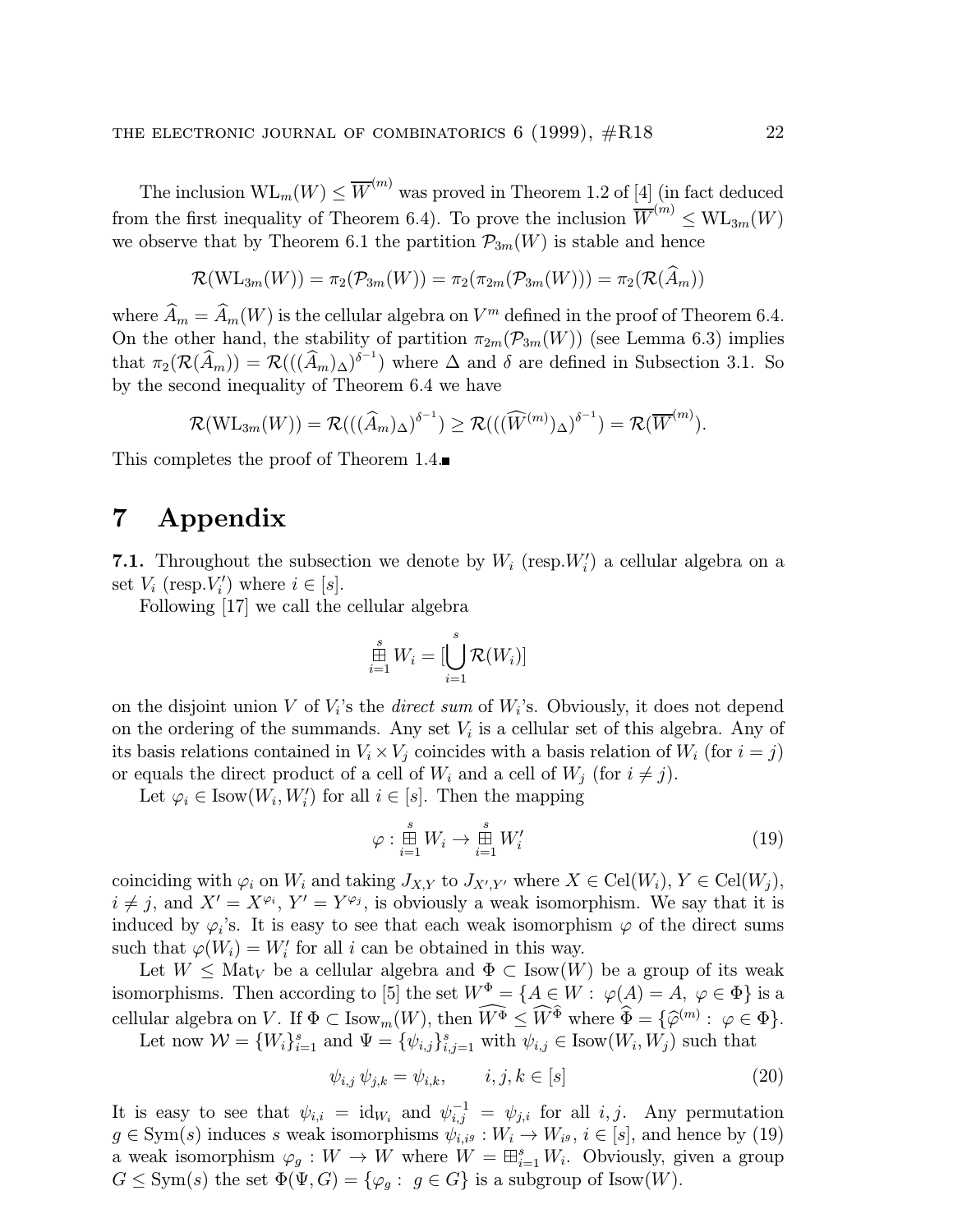The inclusion $\mathrm{WL}_m(W) \leq \overline{W}^{(m)}$ was proved in Theorem 1.2 of [4] (in fact deduced from the first inequality of Theorem 6.4). To prove the inclusion $\overline{W}^{(m)} \leq \mathrm{WL}_{3m}(W)$ we observe that by Theorem 6.1 the partition $\mathcal{P}_{3m}(W)$ is stable and hence

$$\mathcal{R}(\mathrm{WL}_{3m}(W)) = \pi_2(\mathcal{P}_{3m}(W)) = \pi_2(\pi_{2m}(\mathcal{P}_{3m}(W))) = \pi_2(\mathcal{R}(\widehat{A}_m))$$

where $\widehat{A}_m = \widehat{A}_m(W)$ is the cellular algebra on $V^m$ defined in the proof of Theorem 6.4. On the other hand, the stability of partition $\pi_{2m}(\mathcal{P}_{3m}(W))$ (see Lemma 6.3) implies that $\pi_2(\mathcal{R}(\widehat{A}_m)) = \mathcal{R}(((\widehat{A}_m)_\Delta)^{\delta^{-1}})$ where $\Delta$ and $\delta$ are defined in Subsection 3.1. So by the second inequality of Theorem 6.4 we have

$$\mathcal{R}(\mathrm{WL}_{3m}(W)) = \mathcal{R}(((\widehat{A}_m)_\Delta)^{\delta^{-1}}) \geq \mathcal{R}(((\widehat{W}^{(m)})_\Delta)^{\delta^{-1}}) = \mathcal{R}(\overline{W}^{(m)}).$$

This completes the proof of Theorem 1.4.■

# 7 Appendix

**7.1.** Throughout the subsection we denote by $W_i$ (resp.$W'_i$) a cellular algebra on a set $V_i$ (resp.$V'_i$) where $i \in [s]$.

Following [17] we call the cellular algebra

$$\mathop{\boxplus}_{i=1}^{s} W_i = [\bigcup_{i=1}^{s} \mathcal{R}(W_i)]$$

on the disjoint union $V$ of $V_i$'s the *direct sum* of $W_i$'s. Obviously, it does not depend on the ordering of the summands. Any set $V_i$ is a cellular set of this algebra. Any of its basis relations contained in $V_i \times V_j$ coincides with a basis relation of $W_i$ (for $i = j$) or equals the direct product of a cell of $W_i$ and a cell of $W_j$ (for $i \neq j$).

Let $\varphi_i \in \mathrm{Isow}(W_i, W'_i)$ for all $i \in [s]$. Then the mapping

$$\varphi : \mathop{\boxplus}_{i=1}^{s} W_i \to \mathop{\boxplus}_{i=1}^{s} W'_i \tag{19}$$

coinciding with $\varphi_i$ on $W_i$ and taking $J_{X,Y}$ to $J_{X',Y'}$ where $X \in \mathrm{Cel}(W_i)$, $Y \in \mathrm{Cel}(W_j)$, $i \neq j$, and $X' = X^{\varphi_i}$, $Y' = Y^{\varphi_j}$, is obviously a weak isomorphism. We say that it is induced by $\varphi_i$'s. It is easy to see that each weak isomorphism $\varphi$ of the direct sums such that $\varphi(W_i) = W'_i$ for all $i$ can be obtained in this way.

Let $W \leq \mathrm{Mat}_V$ be a cellular algebra and $\Phi \subset \mathrm{Isow}(W)$ be a group of its weak isomorphisms. Then according to [5] the set $W^\Phi = \{A \in W : \varphi(A) = A, \varphi \in \Phi\}$ is a cellular algebra on $V$. If $\Phi \subset \mathrm{Isow}_m(W)$, then $\widehat{W^\Phi} \leq \widehat{W}^{\widehat{\Phi}}$ where $\widehat{\Phi} = \{\widehat{\varphi}^{(m)} : \varphi \in \Phi\}$.

Let now $\mathcal{W} = \{W_i\}_{i=1}^s$ and $\Psi = \{\psi_{i,j}\}_{i,j=1}^s$ with $\psi_{i,j} \in \mathrm{Isow}(W_i, W_j)$ such that

$$\psi_{i,j}\,\psi_{j,k} = \psi_{i,k}, \qquad i,j,k \in [s] \tag{20}$$

It is easy to see that $\psi_{i,i} = \mathrm{id}_{W_i}$ and $\psi_{i,j}^{-1} = \psi_{j,i}$ for all $i,j$. Any permutation $g \in \mathrm{Sym}(s)$ induces $s$ weak isomorphisms $\psi_{i,i^g} : W_i \to W_{i^g}$, $i \in [s]$, and hence by (19) a weak isomorphism $\varphi_g : W \to W$ where $W = \boxplus_{i=1}^s W_i$. Obviously, given a group $G \leq \mathrm{Sym}(s)$ the set $\Phi(\Psi, G) = \{\varphi_g : g \in G\}$ is a subgroup of $\mathrm{Isow}(W)$.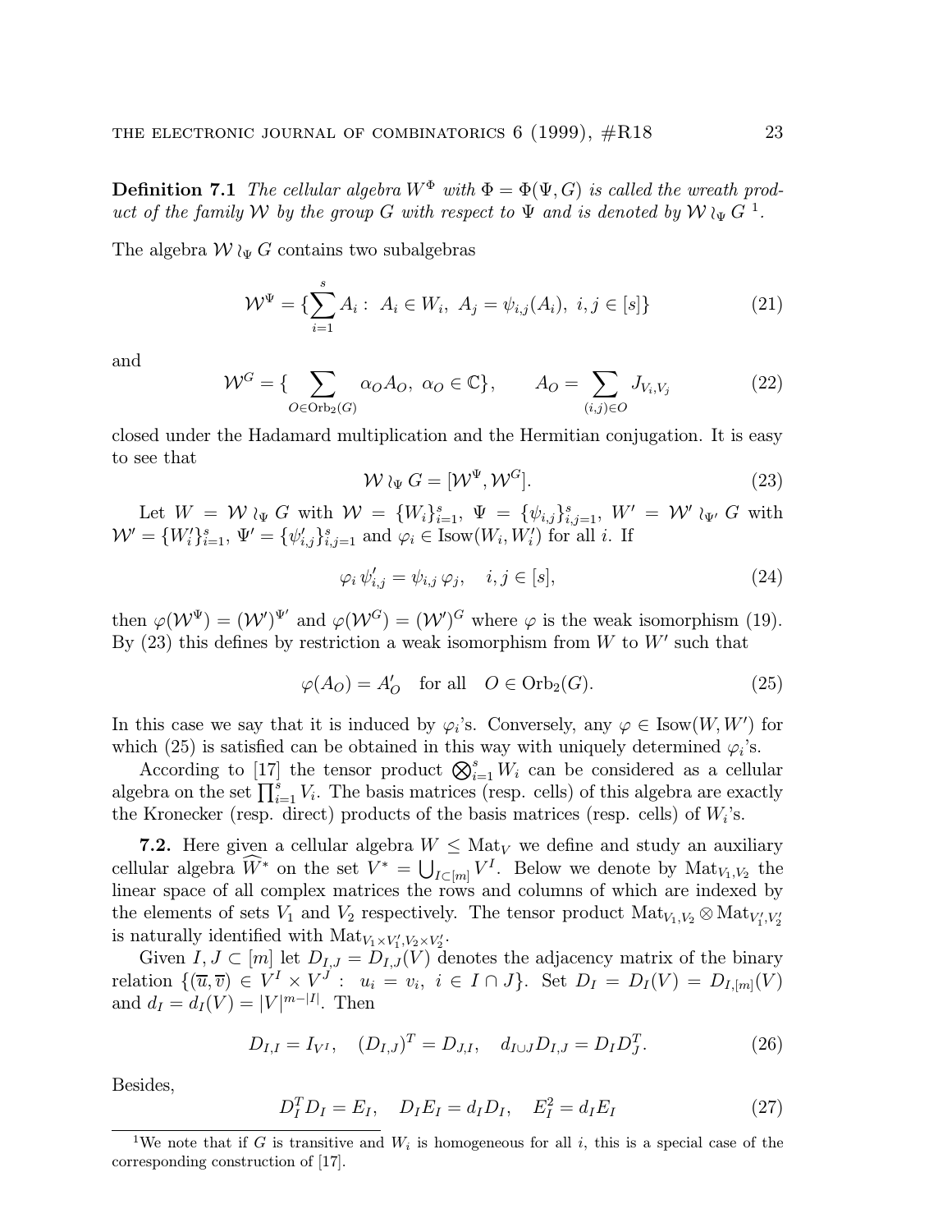**Definition 7.1** *The cellular algebra $W^\Phi$ with $\Phi = \Phi(\Psi, G)$ is called the wreath product of the family $\mathcal{W}$ by the group $G$ with respect to $\Psi$ and is denoted by $\mathcal{W} \wr_\Psi G$* [1].

The algebra $\mathcal{W} \wr_\Psi G$ contains two subalgebras

$$\mathcal{W}^\Psi = \{\sum_{i=1}^{s} A_i : \ A_i \in W_i, \ A_j = \psi_{i,j}(A_i), \ i,j \in [s]\} \tag{21}$$

and

$$\mathcal{W}^G = \{ \sum_{O \in \mathrm{Orb}_2(G)} \alpha_O A_O, \ \alpha_O \in \mathbb{C}\}, \qquad A_O = \sum_{(i,j)\in O} J_{V_i,V_j} \tag{22}$$

closed under the Hadamard multiplication and the Hermitian conjugation. It is easy to see that

$$\mathcal{W} \wr_\Psi G = [\mathcal{W}^\Psi, \mathcal{W}^G]. \tag{23}$$

Let $W = \mathcal{W} \wr_\Psi G$ with $\mathcal{W} = \{W_i\}_{i=1}^s$, $\Psi = \{\psi_{i,j}\}_{i,j=1}^s$, $W' = \mathcal{W}' \wr_{\Psi'} G$ with $\mathcal{W}' = \{W'_i\}_{i=1}^s$, $\Psi' = \{\psi'_{i,j}\}_{i,j=1}^s$ and $\varphi_i \in \mathrm{Isow}(W_i, W'_i)$ for all $i$. If

$$\varphi_i \, \psi'_{i,j} = \psi_{i,j} \, \varphi_j, \quad i,j \in [s], \tag{24}$$

then $\varphi(\mathcal{W}^\Psi) = (\mathcal{W}')^{\Psi'}$ and $\varphi(\mathcal{W}^G) = (\mathcal{W}')^G$ where $\varphi$ is the weak isomorphism (19). By (23) this defines by restriction a weak isomorphism from $W$ to $W'$ such that

$$\varphi(A_O) = A'_O \quad \text{for all} \quad O \in \mathrm{Orb}_2(G). \tag{25}$$

In this case we say that it is induced by $\varphi_i$'s. Conversely, any $\varphi \in \mathrm{Isow}(W, W')$ for which (25) is satisfied can be obtained in this way with uniquely determined $\varphi_i$'s.

According to [17] the tensor product $\bigotimes_{i=1}^s W_i$ can be considered as a cellular algebra on the set $\prod_{i=1}^s V_i$. The basis matrices (resp. cells) of this algebra are exactly the Kronecker (resp. direct) products of the basis matrices (resp. cells) of $W_i$'s.

**7.2.** Here given a cellular algebra $W \le \mathrm{Mat}_V$ we define and study an auxiliary cellular algebra $\widehat{W}^*$ on the set $V^* = \bigcup_{I \subset [m]} V^I$. Below we denote by $\mathrm{Mat}_{V_1,V_2}$ the linear space of all complex matrices the rows and columns of which are indexed by the elements of sets $V_1$ and $V_2$ respectively. The tensor product $\mathrm{Mat}_{V_1,V_2} \otimes \mathrm{Mat}_{V'_1,V'_2}$ is naturally identified with $\mathrm{Mat}_{V_1 \times V'_1, V_2 \times V'_2}$.

Given $I, J \subset [m]$ let $D_{I,J} = D_{I,J}(V)$ denotes the adjacency matrix of the binary relation $\{(\overline{u}, \overline{v}) \in V^I \times V^J : \ u_i = v_i, \ i \in I \cap J\}$. Set $D_I = D_I(V) = D_{I,[m]}(V)$ and $d_I = d_I(V) = |V|^{m-|I|}$. Then

$$D_{I,I} = I_{V^I}, \quad (D_{I,J})^T = D_{J,I}, \quad d_{I \cup J} D_{I,J} = D_I D_J^T. \tag{26}$$

Besides,

$$D_I^T D_I = E_I, \quad D_I E_I = d_I D_I, \quad E_I^2 = d_I E_I \tag{27}$$

[1] We note that if $G$ is transitive and $W_i$ is homogeneous for all $i$, this is a special case of the corresponding construction of [17].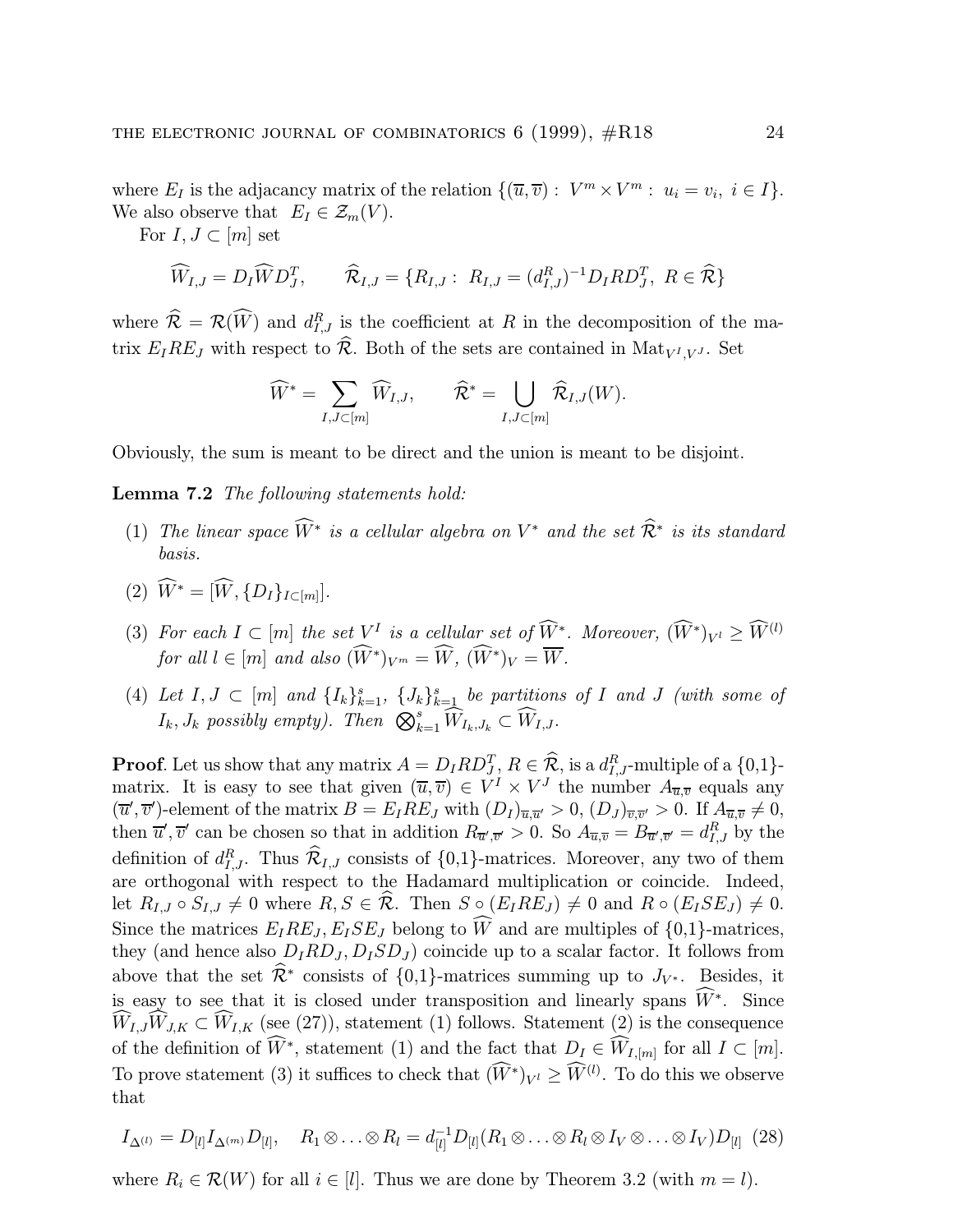where $E_I$ is the adjacency matrix of the relation $\{(\overline{u},\overline{v}) : V^m \times V^m : u_i = v_i, i \in I\}$. We also observe that $E_I \in \mathcal{Z}_m(V)$.

For $I, J \subset [m]$ set

$$\widehat{W}_{I,J} = D_I \widehat{W} D_J^T, \qquad \widehat{\mathcal{R}}_{I,J} = \{R_{I,J} : R_{I,J} = (d_{I,J}^R)^{-1} D_I R D_J^T, \ R \in \widehat{\mathcal{R}}\}$$

where $\widehat{\mathcal{R}} = \mathcal{R}(\widehat{W})$ and $d_{I,J}^R$ is the coefficient at $R$ in the decomposition of the matrix $E_I R E_J$ with respect to $\widehat{\mathcal{R}}$. Both of the sets are contained in $\mathrm{Mat}_{V^I,V^J}$. Set

$$\widehat{W}^* = \sum_{I,J \subset [m]} \widehat{W}_{I,J}, \qquad \widehat{\mathcal{R}}^* = \bigcup_{I,J \subset [m]} \widehat{\mathcal{R}}_{I,J}(W).$$

Obviously, the sum is meant to be direct and the union is meant to be disjoint.

**Lemma 7.2** *The following statements hold:*

(1) *The linear space $\widehat{W}^*$ is a cellular algebra on $V^*$ and the set $\widehat{\mathcal{R}}^*$ is its standard basis.*

(2) $\widehat{W}^* = [\widehat{W}, \{D_I\}_{I \subset [m]}]$.

(3) *For each $I \subset [m]$ the set $V^I$ is a cellular set of $\widehat{W}^*$. Moreover, $(\widehat{W}^*)_{V^l} \geq \widehat{W}^{(l)}$ for all $l \in [m]$ and also $(\widehat{W}^*)_{V^m} = \widehat{W}$, $(\widehat{W}^*)_V = \overline{W}$.*

(4) *Let $I, J \subset [m]$ and $\{I_k\}_{k=1}^s$, $\{J_k\}_{k=1}^s$ be partitions of $I$ and $J$ (with some of $I_k, J_k$ possibly empty). Then $\bigotimes_{k=1}^s \widehat{W}_{I_k,J_k} \subset \widehat{W}_{I,J}$.*

**Proof**. Let us show that any matrix $A = D_I R D_J^T$, $R \in \widehat{\mathcal{R}}$, is a $d_{I,J}^R$-multiple of a {0,1}-matrix. It is easy to see that given $(\overline{u},\overline{v}) \in V^I \times V^J$ the number $A_{\overline{u},\overline{v}}$ equals any $(\overline{u}',\overline{v}')$-element of the matrix $B = E_I R E_J$ with $(D_I)_{\overline{u},\overline{u}'} > 0$, $(D_J)_{\overline{v},\overline{v}'} > 0$. If $A_{\overline{u},\overline{v}} \neq 0$, then $\overline{u}', \overline{v}'$ can be chosen so that in addition $R_{\overline{u}',\overline{v}'} > 0$. So $A_{\overline{u},\overline{v}} = B_{\overline{u}',\overline{v}'} = d_{I,J}^R$ by the definition of $d_{I,J}^R$. Thus $\widehat{\mathcal{R}}_{I,J}$ consists of {0,1}-matrices. Moreover, any two of them are orthogonal with respect to the Hadamard multiplication or coincide. Indeed, let $R_{I,J} \circ S_{I,J} \neq 0$ where $R, S \in \widehat{\mathcal{R}}$. Then $S \circ (E_I R E_J) \neq 0$ and $R \circ (E_I S E_J) \neq 0$. Since the matrices $E_I R E_J, E_I S E_J$ belong to $\widehat{W}$ and are multiples of {0,1}-matrices, they (and hence also $D_I R D_J, D_I S D_J$) coincide up to a scalar factor. It follows from above that the set $\widehat{\mathcal{R}}^*$ consists of {0,1}-matrices summing up to $J_{V^*}$. Besides, it is easy to see that it is closed under transposition and linearly spans $\widehat{W}^*$. Since $\widehat{W}_{I,J} \widehat{W}_{J,K} \subset \widehat{W}_{I,K}$ (see (27)), statement (1) follows. Statement (2) is the consequence of the definition of $\widehat{W}^*$, statement (1) and the fact that $D_I \in \widehat{W}_{I,[m]}$ for all $I \subset [m]$. To prove statement (3) it suffices to check that $(\widehat{W}^*)_{V^l} \geq \widehat{W}^{(l)}$. To do this we observe that

$$I_{\Delta^{(l)}} = D_{[l]} I_{\Delta^{(m)}} D_{[l]}, \quad R_1 \otimes \ldots \otimes R_l = d_{[l]}^{-1} D_{[l]} (R_1 \otimes \ldots \otimes R_l \otimes I_V \otimes \ldots \otimes I_V) D_{[l]} \quad (28)$$

where $R_i \in \mathcal{R}(W)$ for all $i \in [l]$. Thus we are done by Theorem 3.2 (with $m = l$).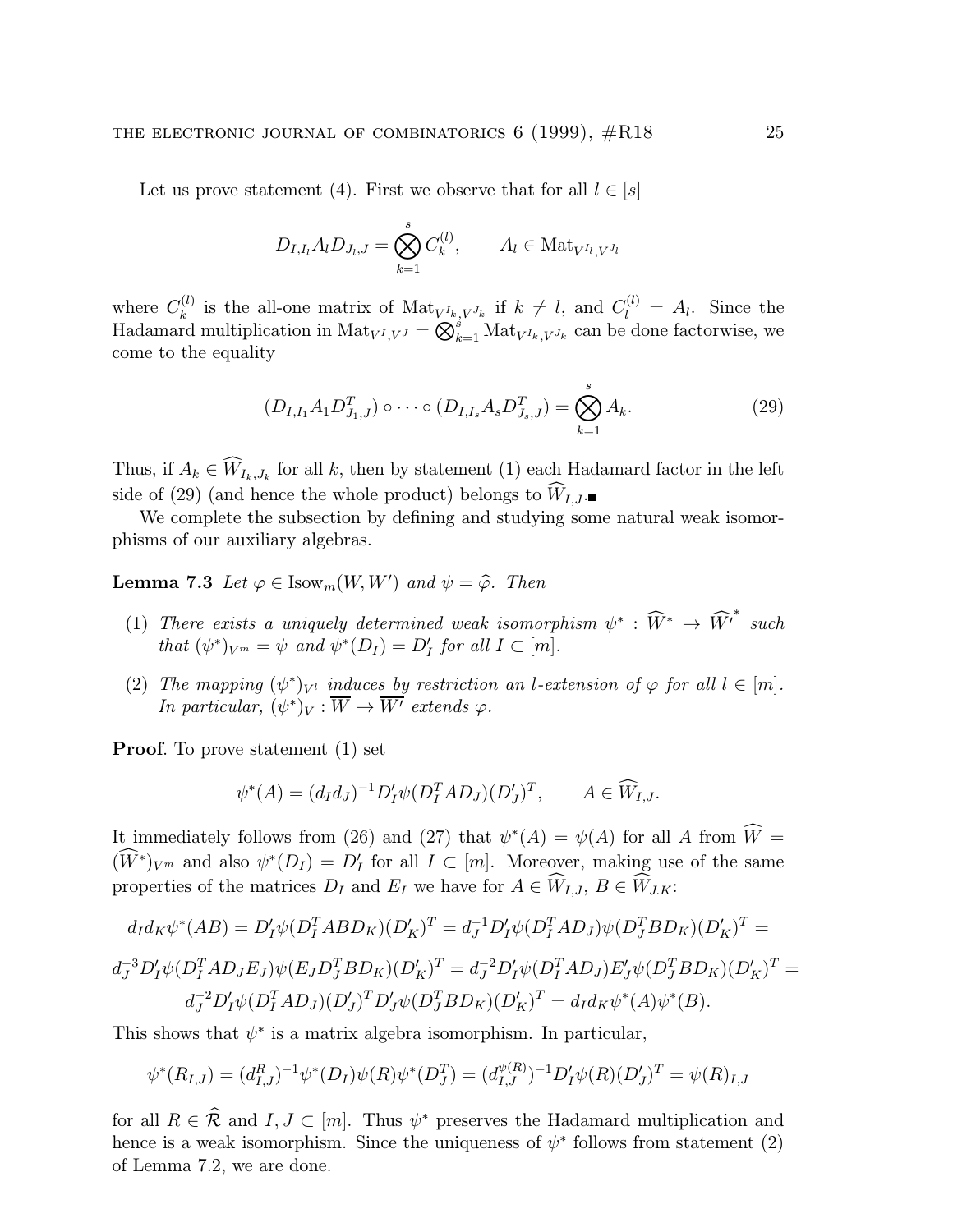Let us prove statement (4). First we observe that for all $l \in [s]$

$$D_{I,I_l} A_l D_{J_l,J} = \bigotimes_{k=1}^{s} C_k^{(l)}, \qquad A_l \in \mathrm{Mat}_{V^{I_l},V^{J_l}}$$

where $C_k^{(l)}$ is the all-one matrix of $\mathrm{Mat}_{V^{I_k},V^{J_k}}$ if $k \neq l$, and $C_l^{(l)} = A_l$. Since the Hadamard multiplication in $\mathrm{Mat}_{V^I,V^J} = \bigotimes_{k=1}^{s} \mathrm{Mat}_{V^{I_k},V^{J_k}}$ can be done factorwise, we come to the equality

$$(D_{I,I_1} A_1 D_{J_1,J}^T) \circ \cdots \circ (D_{I,I_s} A_s D_{J_s,J}^T) = \bigotimes_{k=1}^{s} A_k. \tag{29}$$

Thus, if $A_k \in \widehat{W}_{I_k,J_k}$ for all $k$, then by statement (1) each Hadamard factor in the left side of (29) (and hence the whole product) belongs to $\widehat{W}_{I,J}$.■

We complete the subsection by defining and studying some natural weak isomorphisms of our auxiliary algebras.

**Lemma 7.3** *Let $\varphi \in \mathrm{Isow}_m(W, W')$ and $\psi = \widehat{\varphi}$. Then*

1. *There exists a uniquely determined weak isomorphism $\psi^* : \widehat{W}^* \to \widehat{W'}^*$ such that $(\psi^*)_{V^m} = \psi$ and $\psi^*(D_I) = D'_I$ for all $I \subset [m]$.*
2. *The mapping $(\psi^*)_{V^l}$ induces by restriction an $l$-extension of $\varphi$ for all $l \in [m]$. In particular, $(\psi^*)_V : \overline{W} \to \overline{W'}$ extends $\varphi$.*

**Proof**. To prove statement (1) set

$$\psi^*(A) = (d_I d_J)^{-1} D'_I \psi(D_I^T A D_J)(D'_J)^T, \qquad A \in \widehat{W}_{I,J}.$$

It immediately follows from (26) and (27) that $\psi^*(A) = \psi(A)$ for all $A$ from $\widehat{W} = (\widehat{W}^*)_{V^m}$ and also $\psi^*(D_I) = D'_I$ for all $I \subset [m]$. Moreover, making use of the same properties of the matrices $D_I$ and $E_I$ we have for $A \in \widehat{W}_{I,J}$, $B \in \widehat{W}_{J,K}$:

$$d_I d_K \psi^*(AB) = D'_I \psi(D_I^T A B D_K)(D'_K)^T = d_J^{-1} D'_I \psi(D_I^T A D_J)\psi(D_J^T B D_K)(D'_K)^T =$$

$$d_J^{-3} D'_I \psi(D_I^T A D_J E_J)\psi(E_J D_J^T B D_K)(D'_K)^T = d_J^{-2} D'_I \psi(D_I^T A D_J) E'_J \psi(D_J^T B D_K)(D'_K)^T =$$

$$d_J^{-2} D'_I \psi(D_I^T A D_J)(D'_J)^T D'_J \psi(D_J^T B D_K)(D'_K)^T = d_I d_K \psi^*(A)\psi^*(B).$$

This shows that $\psi^*$ is a matrix algebra isomorphism. In particular,

$$\psi^*(R_{I,J}) = (d_{I,J}^R)^{-1} \psi^*(D_I)\psi(R)\psi^*(D_J^T) = (d_{I,J}^{\psi(R)})^{-1} D'_I \psi(R)(D'_J)^T = \psi(R)_{I,J}$$

for all $R \in \widehat{\mathcal{R}}$ and $I, J \subset [m]$. Thus $\psi^*$ preserves the Hadamard multiplication and hence is a weak isomorphism. Since the uniqueness of $\psi^*$ follows from statement (2) of Lemma 7.2, we are done.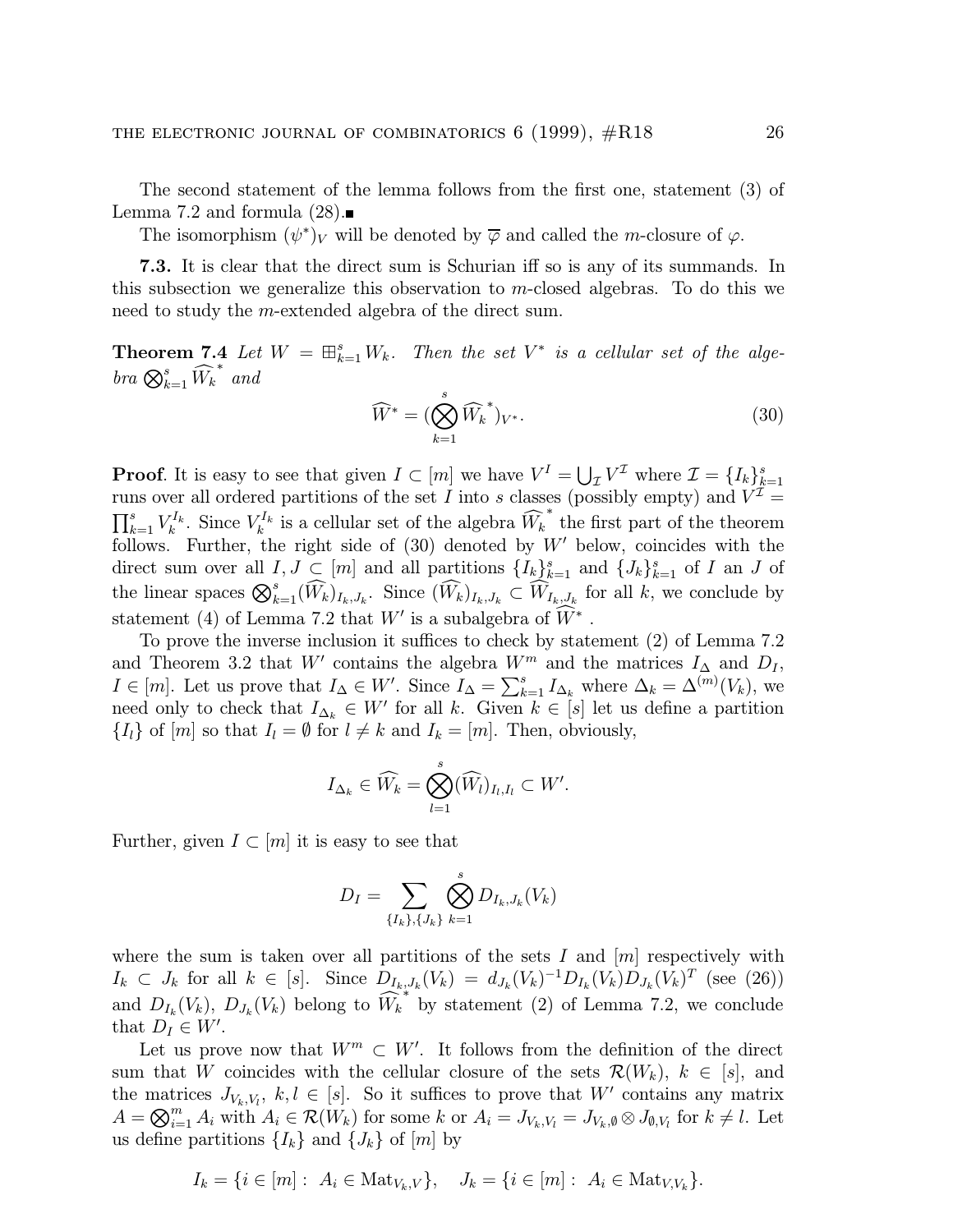The second statement of the lemma follows from the first one, statement (3) of Lemma 7.2 and formula (28).■

The isomorphism $(\psi^*)_V$ will be denoted by $\overline{\varphi}$ and called the $m$-closure of $\varphi$.

**7.3.** It is clear that the direct sum is Schurian iff so is any of its summands. In this subsection we generalize this observation to $m$-closed algebras. To do this we need to study the $m$-extended algebra of the direct sum.

**Theorem 7.4** *Let $W = \boxplus_{k=1}^s W_k$. Then the set $V^*$ is a cellular set of the algebra $\bigotimes_{k=1}^s \widehat{W_k}^*$ and*

$$\widehat{W}^* = (\bigotimes_{k=1}^s \widehat{W_k}^*)_{V^*}. \tag{30}$$

**Proof**. It is easy to see that given $I \subset [m]$ we have $V^I = \bigcup_{\mathcal{I}} V^{\mathcal{I}}$ where $\mathcal{I} = \{I_k\}_{k=1}^s$ runs over all ordered partitions of the set $I$ into $s$ classes (possibly empty) and $V^{\mathcal{I}} = \prod_{k=1}^s V_k^{I_k}$. Since $V_k^{I_k}$ is a cellular set of the algebra $\widehat{W_k}^*$ the first part of the theorem follows. Further, the right side of (30) denoted by $W'$ below, coincides with the direct sum over all $I, J \subset [m]$ and all partitions $\{I_k\}_{k=1}^s$ and $\{J_k\}_{k=1}^s$ of $I$ an $J$ of the linear spaces $\bigotimes_{k=1}^s (\widehat{W}_k)_{I_k,J_k}$. Since $(\widehat{W}_k)_{I_k,J_k} \subset \widehat{W}_{I_k,J_k}$ for all $k$, we conclude by statement (4) of Lemma 7.2 that $W'$ is a subalgebra of $\widehat{W}^*$.

To prove the inverse inclusion it suffices to check by statement (2) of Lemma 7.2 and Theorem 3.2 that $W'$ contains the algebra $W^m$ and the matrices $I_\Delta$ and $D_I$, $I \in [m]$. Let us prove that $I_\Delta \in W'$. Since $I_\Delta = \sum_{k=1}^s I_{\Delta_k}$ where $\Delta_k = \Delta^{(m)}(V_k)$, we need only to check that $I_{\Delta_k} \in W'$ for all $k$. Given $k \in [s]$ let us define a partition $\{I_l\}$ of $[m]$ so that $I_l = \emptyset$ for $l \neq k$ and $I_k = [m]$. Then, obviously,

$$I_{\Delta_k} \in \widehat{W_k} = \bigotimes_{l=1}^s (\widehat{W_l})_{I_l,I_l} \subset W'.$$

Further, given $I \subset [m]$ it is easy to see that

$$D_I = \sum_{\{I_k\},\{J_k\}} \bigotimes_{k=1}^s D_{I_k,J_k}(V_k)$$

where the sum is taken over all partitions of the sets $I$ and $[m]$ respectively with $I_k \subset J_k$ for all $k \in [s]$. Since $D_{I_k,J_k}(V_k) = d_{J_k}(V_k)^{-1} D_{I_k}(V_k) D_{J_k}(V_k)^T$ (see (26)) and $D_{I_k}(V_k)$, $D_{J_k}(V_k)$ belong to $\widehat{W_k}^*$ by statement (2) of Lemma 7.2, we conclude that $D_I \in W'$.

Let us prove now that $W^m \subset W'$. It follows from the definition of the direct sum that $W$ coincides with the cellular closure of the sets $\mathcal{R}(W_k)$, $k \in [s]$, and the matrices $J_{V_k,V_l}$, $k,l \in [s]$. So it suffices to prove that $W'$ contains any matrix $A = \bigotimes_{i=1}^m A_i$ with $A_i \in \mathcal{R}(W_k)$ for some $k$ or $A_i = J_{V_k,V_l} = J_{V_k,\emptyset} \otimes J_{\emptyset,V_l}$ for $k \neq l$. Let us define partitions $\{I_k\}$ and $\{J_k\}$ of $[m]$ by

$$I_k = \{i \in [m] : \ A_i \in \mathrm{Mat}_{V_k,V}\}, \quad J_k = \{i \in [m] : \ A_i \in \mathrm{Mat}_{V,V_k}\}.$$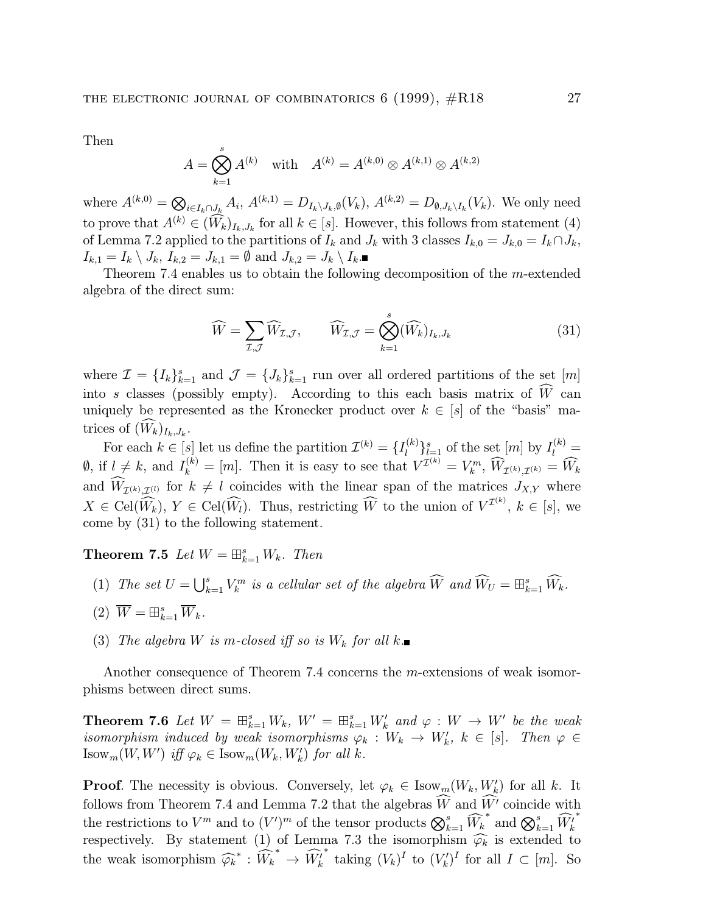Then

$$A = \bigotimes_{k=1}^{s} A^{(k)} \quad \text{with} \quad A^{(k)} = A^{(k,0)} \otimes A^{(k,1)} \otimes A^{(k,2)}$$

where $A^{(k,0)} = \bigotimes_{i \in I_k \cap J_k} A_i$, $A^{(k,1)} = D_{I_k \setminus J_k, \emptyset}(V_k)$, $A^{(k,2)} = D_{\emptyset, J_k \setminus I_k}(V_k)$. We only need to prove that $A^{(k)} \in (\widehat{W}_k)_{I_k, J_k}$ for all $k \in [s]$. However, this follows from statement (4) of Lemma 7.2 applied to the partitions of $I_k$ and $J_k$ with 3 classes $I_{k,0} = J_{k,0} = I_k \cap J_k$, $I_{k,1} = I_k \setminus J_k$, $I_{k,2} = J_{k,1} = \emptyset$ and $J_{k,2} = J_k \setminus I_k$.■

Theorem 7.4 enables us to obtain the following decomposition of the $m$-extended algebra of the direct sum:

$$\widehat{W} = \sum_{\mathcal{I}, \mathcal{J}} \widehat{W}_{\mathcal{I}, \mathcal{J}}, \qquad \widehat{W}_{\mathcal{I}, \mathcal{J}} = \bigotimes_{k=1}^{s} (\widehat{W}_k)_{I_k, J_k} \tag{31}$$

where $\mathcal{I} = \{I_k\}_{k=1}^s$ and $\mathcal{J} = \{J_k\}_{k=1}^s$ run over all ordered partitions of the set $[m]$ into $s$ classes (possibly empty). According to this each basis matrix of $\widehat{W}$ can uniquely be represented as the Kronecker product over $k \in [s]$ of the "basis" matrices of $(\widehat{W}_k)_{I_k, J_k}$.

For each $k \in [s]$ let us define the partition $\mathcal{I}^{(k)} = \{I_l^{(k)}\}_{l=1}^s$ of the set $[m]$ by $I_l^{(k)} = \emptyset$, if $l \neq k$, and $I_k^{(k)} = [m]$. Then it is easy to see that $V^{\mathcal{I}^{(k)}} = V_k^m$, $\widehat{W}_{\mathcal{I}^{(k)}, \mathcal{I}^{(k)}} = \widehat{W}_k$ and $\widehat{W}_{\mathcal{I}^{(k)}, \mathcal{I}^{(l)}}$ for $k \neq l$ coincides with the linear span of the matrices $J_{X,Y}$ where $X \in \mathrm{Cel}(\widehat{W}_k)$, $Y \in \mathrm{Cel}(\widehat{W}_l)$. Thus, restricting $\widehat{W}$ to the union of $V^{\mathcal{I}^{(k)}}$, $k \in [s]$, we come by (31) to the following statement.

**Theorem 7.5** *Let $W = \boxplus_{k=1}^s W_k$. Then*

1. *The set $U = \bigcup_{k=1}^s V_k^m$ is a cellular set of the algebra $\widehat{W}$ and $\widehat{W}_U = \boxplus_{k=1}^s \widehat{W}_k$.*
2. $\overline{W} = \boxplus_{k=1}^s \overline{W}_k$.
3. *The algebra $W$ is $m$-closed iff so is $W_k$ for all $k$.*■

Another consequence of Theorem 7.4 concerns the $m$-extensions of weak isomorphisms between direct sums.

**Theorem 7.6** *Let $W = \boxplus_{k=1}^s W_k$, $W' = \boxplus_{k=1}^s W'_k$ and $\varphi : W \to W'$ be the weak isomorphism induced by weak isomorphisms $\varphi_k : W_k \to W'_k$, $k \in [s]$. Then $\varphi \in \mathrm{Isow}_m(W, W')$ iff $\varphi_k \in \mathrm{Isow}_m(W_k, W'_k)$ for all $k$.*

**Proof**. The necessity is obvious. Conversely, let $\varphi_k \in \mathrm{Isow}_m(W_k, W'_k)$ for all $k$. It follows from Theorem 7.4 and Lemma 7.2 that the algebras $\widehat{W}$ and $\widehat{W'}$ coincide with the restrictions to $V^m$ and to $(V')^m$ of the tensor products $\bigotimes_{k=1}^s \widehat{W}_k^{\,*}$ and $\bigotimes_{k=1}^s \widehat{W}_k'^{\,*}$ respectively. By statement (1) of Lemma 7.3 the isomorphism $\widehat{\varphi_k}$ is extended to the weak isomorphism $\widehat{\varphi_k}^{\,*} : \widehat{W}_k^{\,*} \to \widehat{W}_k'^{\,*}$ taking $(V_k)^I$ to $(V'_k)^I$ for all $I \subset [m]$. So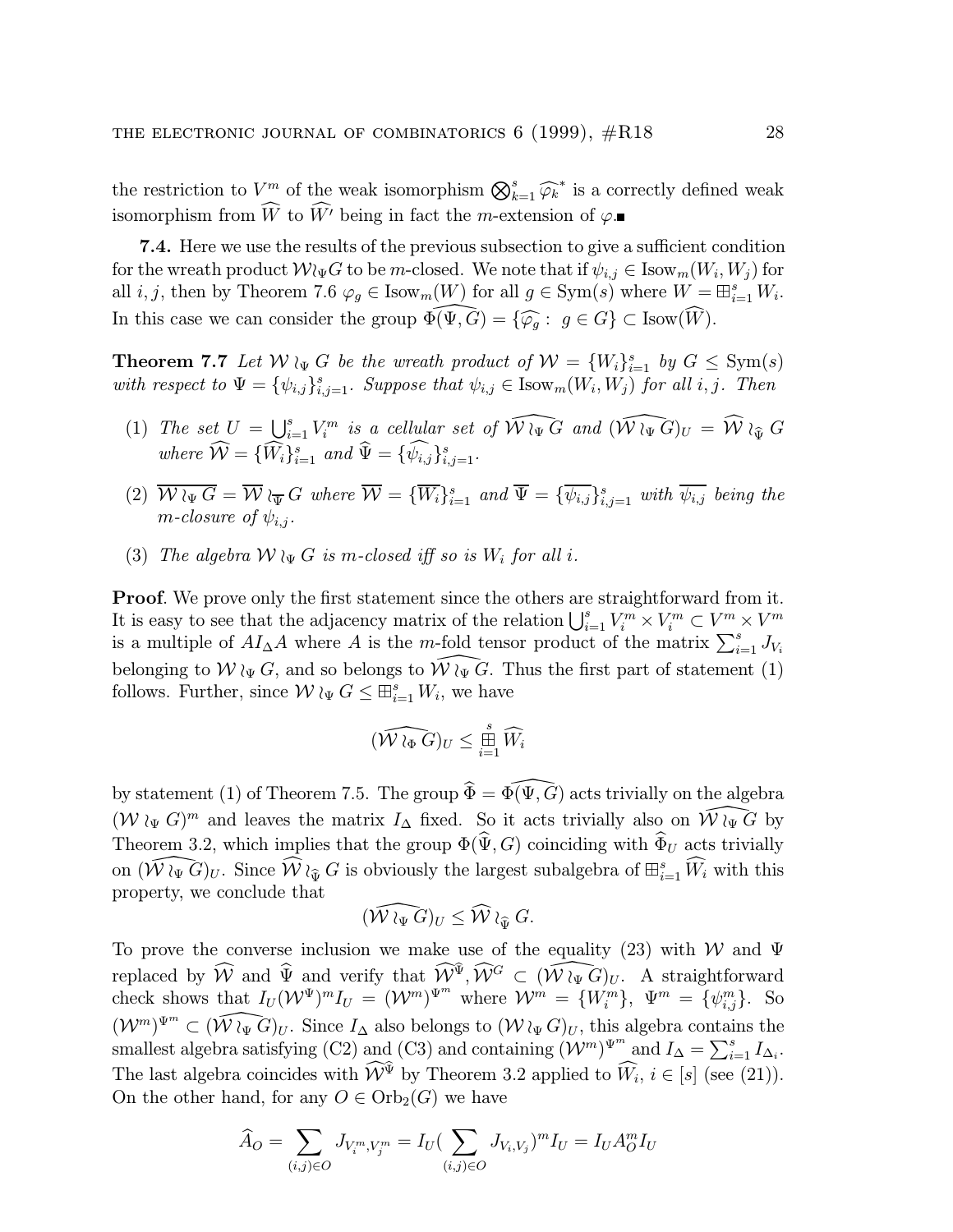the restriction to $V^m$ of the weak isomorphism $\bigotimes_{k=1}^{s} \widehat{\varphi_k}^*$ is a correctly defined weak isomorphism from $\widehat{W}$ to $\widehat{W'}$ being in fact the $m$-extension of $\varphi$.■

**7.4.** Here we use the results of the previous subsection to give a sufficient condition for the wreath product $\mathcal{W}\wr_\Psi G$ to be $m$-closed. We note that if $\psi_{i,j} \in \mathrm{Isow}_m(W_i, W_j)$ for all $i, j$, then by Theorem 7.6 $\varphi_g \in \mathrm{Isow}_m(W)$ for all $g \in \mathrm{Sym}(s)$ where $W = \boxplus_{i=1}^{s} W_i$. In this case we can consider the group $\widehat{\Phi(\Psi, G)} = \{\widehat{\varphi_g} :\ g \in G\} \subset \mathrm{Isow}(\widehat{W})$.

**Theorem 7.7** *Let $\mathcal{W} \wr_\Psi G$ be the wreath product of $\mathcal{W} = \{W_i\}_{i=1}^{s}$ by $G \le \mathrm{Sym}(s)$ with respect to $\Psi = \{\psi_{i,j}\}_{i,j=1}^{s}$. Suppose that $\psi_{i,j} \in \mathrm{Isow}_m(W_i, W_j)$ for all $i, j$. Then*

1. *The set $U = \bigcup_{i=1}^{s} V_i^m$ is a cellular set of $\widehat{\mathcal{W} \wr_\Psi G}$ and $(\widehat{\mathcal{W} \wr_\Psi G})_U = \widehat{\mathcal{W}} \wr_{\widehat{\Psi}} G$ where $\widehat{\mathcal{W}} = \{\widehat{W_i}\}_{i=1}^{s}$ and $\widehat{\Psi} = \{\widehat{\psi_{i,j}}\}_{i,j=1}^{s}$.*
2. *$\overline{\mathcal{W} \wr_\Psi G} = \overline{\mathcal{W}} \wr_{\overline{\Psi}} G$ where $\overline{\mathcal{W}} = \{\overline{W_i}\}_{i=1}^{s}$ and $\overline{\Psi} = \{\overline{\psi_{i,j}}\}_{i,j=1}^{s}$ with $\overline{\psi_{i,j}}$ being the $m$-closure of $\psi_{i,j}$.*
3. *The algebra $\mathcal{W} \wr_\Psi G$ is $m$-closed iff so is $W_i$ for all $i$.*

**Proof**. We prove only the first statement since the others are straightforward from it. It is easy to see that the adjacency matrix of the relation $\bigcup_{i=1}^{s} V_i^m \times V_i^m \subset V^m \times V^m$ is a multiple of $AI_\Delta A$ where $A$ is the $m$-fold tensor product of the matrix $\sum_{i=1}^{s} J_{V_i}$ belonging to $\mathcal{W} \wr_\Psi G$, and so belongs to $\widehat{\mathcal{W} \wr_\Psi G}$. Thus the first part of statement (1) follows. Further, since $\mathcal{W} \wr_\Psi G \le \boxplus_{i=1}^{s} W_i$, we have

$$(\widehat{\mathcal{W} \wr_\Phi G})_U \le \mathop{\boxplus}_{i=1}^{s} \widehat{W_i}$$

by statement (1) of Theorem 7.5. The group $\widehat{\Phi} = \widehat{\Phi(\Psi, G)}$ acts trivially on the algebra $(\mathcal{W} \wr_\Psi G)^m$ and leaves the matrix $I_\Delta$ fixed. So it acts trivially also on $\widehat{\mathcal{W} \wr_\Psi G}$ by Theorem 3.2, which implies that the group $\Phi(\widehat{\Psi}, G)$ coinciding with $\widehat{\Phi}_U$ acts trivially on $(\widehat{\mathcal{W} \wr_\Psi G})_U$. Since $\widehat{\mathcal{W}} \wr_{\widehat{\Psi}} G$ is obviously the largest subalgebra of $\boxplus_{i=1}^{s} \widehat{W_i}$ with this property, we conclude that

$$(\widehat{\mathcal{W} \wr_\Psi G})_U \le \widehat{\mathcal{W}} \wr_{\widehat{\Psi}} G.$$

To prove the converse inclusion we make use of the equality (23) with $\mathcal{W}$ and $\Psi$ replaced by $\widehat{\mathcal{W}}$ and $\widehat{\Psi}$ and verify that $\widehat{\mathcal{W}}^{\widehat{\Psi}}, \widehat{\mathcal{W}}^{G} \subset (\widehat{\mathcal{W} \wr_\Psi G})_U$. A straightforward check shows that $I_U(\mathcal{W}^\Psi)^m I_U = (\mathcal{W}^m)^{\Psi^m}$ where $\mathcal{W}^m = \{W_i^m\}$, $\Psi^m = \{\psi_{i,j}^m\}$. So $(\mathcal{W}^m)^{\Psi^m} \subset (\widehat{\mathcal{W} \wr_\Psi G})_U$. Since $I_\Delta$ also belongs to $(\mathcal{W} \wr_\Psi G)_U$, this algebra contains the smallest algebra satisfying (C2) and (C3) and containing $(\mathcal{W}^m)^{\Psi^m}$ and $I_\Delta = \sum_{i=1}^{s} I_{\Delta_i}$. The last algebra coincides with $\widehat{\mathcal{W}}^{\widehat{\Psi}}$ by Theorem 3.2 applied to $\widehat{W_i}$, $i \in [s]$ (see (21)). On the other hand, for any $O \in \mathrm{Orb}_2(G)$ we have

$$\widehat{A}_O = \sum_{(i,j)\in O} J_{V_i^m, V_j^m} = I_U\big(\sum_{(i,j)\in O} J_{V_i, V_j}\big)^m I_U = I_U A_O^m I_U$$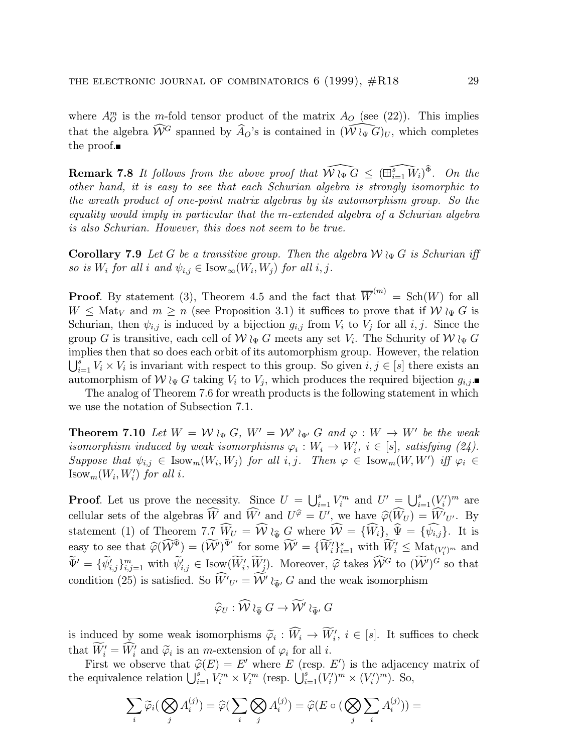where $A_O^m$ is the $m$-fold tensor product of the matrix $A_O$ (see (22)). This implies that the algebra $\widehat{\mathcal{W}}^G$ spanned by $\widehat{A}_O$'s is contained in $(\widehat{\mathcal{W} \wr_\Psi G})_U$, which completes the proof.∎

**Remark 7.8** *It follows from the above proof that $\widehat{\mathcal{W} \wr_\Psi G} \le (\widehat{\boxplus_{i=1}^s W_i})^{\widehat{\Phi}}$. On the other hand, it is easy to see that each Schurian algebra is strongly isomorphic to the wreath product of one-point matrix algebras by its automorphism group. So the equality would imply in particular that the $m$-extended algebra of a Schurian algebra is also Schurian. However, this does not seem to be true.*

**Corollary 7.9** *Let $G$ be a transitive group. Then the algebra $\mathcal{W} \wr_\Psi G$ is Schurian iff so is $W_i$ for all $i$ and $\psi_{i,j} \in \mathrm{Isow}_\infty(W_i, W_j)$ for all $i, j$.*

**Proof**. By statement (3), Theorem 4.5 and the fact that $\overline{W}^{(m)} = \mathrm{Sch}(W)$ for all $W \le \mathrm{Mat}_V$ and $m \ge n$ (see Proposition 3.1) it suffices to prove that if $\mathcal{W} \wr_\Psi G$ is Schurian, then $\psi_{i,j}$ is induced by a bijection $g_{i,j}$ from $V_i$ to $V_j$ for all $i, j$. Since the group $G$ is transitive, each cell of $\mathcal{W} \wr_\Psi G$ meets any set $V_i$. The Schurity of $\mathcal{W} \wr_\Psi G$ implies then that so does each orbit of its automorphism group. However, the relation $\bigcup_{i=1}^s V_i \times V_i$ is invariant with respect to this group. So given $i, j \in [s]$ there exists an automorphism of $\mathcal{W} \wr_\Psi G$ taking $V_i$ to $V_j$, which produces the required bijection $g_{i,j}$.∎

The analog of Theorem 7.6 for wreath products is the following statement in which we use the notation of Subsection 7.1.

**Theorem 7.10** *Let $W = \mathcal{W} \wr_\Psi G$, $W' = \mathcal{W}' \wr_{\Psi'} G$ and $\varphi : W \to W'$ be the weak isomorphism induced by weak isomorphisms $\varphi_i : W_i \to W_i'$, $i \in [s]$, satisfying (24). Suppose that $\psi_{i,j} \in \mathrm{Isow}_m(W_i, W_j)$ for all $i, j$. Then $\varphi \in \mathrm{Isow}_m(W, W')$ iff $\varphi_i \in \mathrm{Isow}_m(W_i, W_i')$ for all $i$.*

**Proof**. Let us prove the necessity. Since $U = \bigcup_{i=1}^s V_i^m$ and $U' = \bigcup_{i=1}^s (V_i')^m$ are cellular sets of the algebras $\widehat{W}$ and $\widehat{W'}$ and $U^{\widehat{\varphi}} = U'$, we have $\widehat{\varphi}(\widehat{W}_U) = \widehat{W'}_{U'}$. By statement (1) of Theorem 7.7 $\widehat{W}_U = \widehat{\mathcal{W}} \wr_{\widehat{\Psi}} G$ where $\widehat{\mathcal{W}} = \{\widehat{W_i}\}$, $\widehat{\Psi} = \{\widehat{\psi_{i,j}}\}$. It is easy to see that $\widehat{\varphi}(\widehat{\mathcal{W}}^{\widehat{\Psi}}) = (\widetilde{\mathcal{W}}')^{\widetilde{\Psi}'}$ for some $\widetilde{\mathcal{W}}' = \{\widetilde{W}_i'\}_{i=1}^s$ with $\widetilde{W}_i' \le \mathrm{Mat}_{(V_i')^m}$ and $\widetilde{\Psi}' = \{\widetilde{\psi}_{i,j}'\}_{i,j=1}^m$ with $\widetilde{\psi}_{i,j}' \in \mathrm{Isow}(\widetilde{W}_i', \widetilde{W}_j')$. Moreover, $\widehat{\varphi}$ takes $\widehat{\mathcal{W}}^G$ to $(\widetilde{\mathcal{W}}')^G$ so that condition (25) is satisfied. So $\widehat{W'}_{U'} = \widetilde{\mathcal{W}}' \wr_{\widetilde{\Psi}'} G$ and the weak isomorphism

$$\widehat{\varphi}_U : \widehat{\mathcal{W}} \wr_{\widehat{\Psi}} G \to \widetilde{\mathcal{W}}' \wr_{\widetilde{\Psi}'} G$$

is induced by some weak isomorphisms $\widetilde{\varphi}_i : \widehat{W}_i \to \widetilde{W}_i'$, $i \in [s]$. It suffices to check that $\widetilde{W}_i' = \widehat{W}_i'$ and $\widetilde{\varphi}_i$ is an $m$-extension of $\varphi_i$ for all $i$.

First we observe that $\widehat{\varphi}(E) = E'$ where $E$ (resp. $E'$) is the adjacency matrix of the equivalence relation $\bigcup_{i=1}^s V_i^m \times V_i^m$ (resp. $\bigcup_{i=1}^s (V_i')^m \times (V_i')^m$). So,

$$\sum_i \widetilde{\varphi}_i(\bigotimes_j A_i^{(j)}) = \widehat{\varphi}(\sum_i \bigotimes_j A_i^{(j)}) = \widehat{\varphi}(E \circ (\bigotimes_j \sum_i A_i^{(j)})) =$$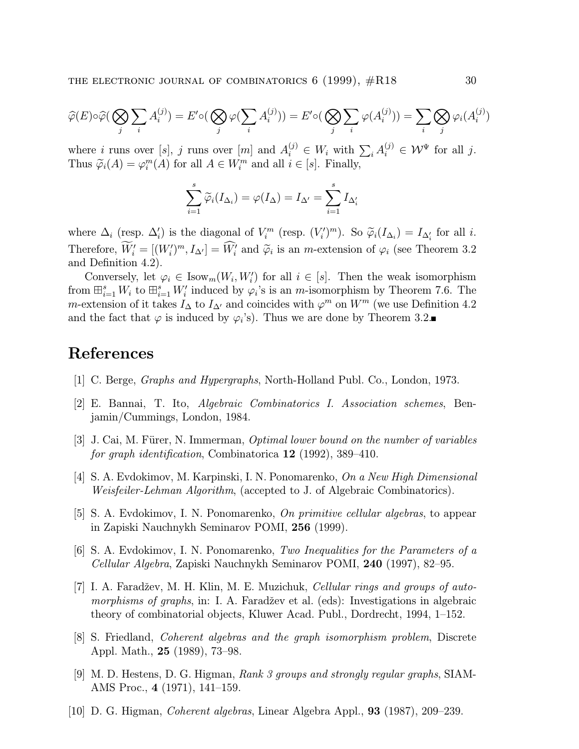$$\widehat{\varphi}(E)\circ\widehat{\varphi}(\bigotimes_j \sum_i A_i^{(j)}) = E'\circ(\bigotimes_j \varphi(\sum_i A_i^{(j)})) = E'\circ(\bigotimes_j \sum_i \varphi(A_i^{(j)})) = \sum_i \bigotimes_j \varphi_i(A_i^{(j)})$$

where $i$ runs over $[s]$, $j$ runs over $[m]$ and $A_i^{(j)} \in W_i$ with $\sum_i A_i^{(j)} \in \mathcal{W}^{\Psi}$ for all $j$. Thus $\widetilde{\varphi}_i(A) = \varphi_i^m(A)$ for all $A \in W_i^m$ and all $i \in [s]$. Finally,

$$\sum_{i=1}^{s} \widetilde{\varphi}_i(I_{\Delta_i}) = \varphi(I_\Delta) = I_{\Delta'} = \sum_{i=1}^{s} I_{\Delta_i'}$$

where $\Delta_i$ (resp. $\Delta_i'$) is the diagonal of $V_i^m$ (resp. $(V_i')^m$). So $\widetilde{\varphi}_i(I_{\Delta_i}) = I_{\Delta_i'}$ for all $i$. Therefore, $\widetilde{W_i'} = [(W_i')^m, I_{\Delta'}] = \widehat{W_i'}$ and $\widetilde{\varphi}_i$ is an $m$-extension of $\varphi_i$ (see Theorem 3.2 and Definition 4.2).

Conversely, let $\varphi_i \in \mathrm{Isow}_m(W_i, W_i')$ for all $i \in [s]$. Then the weak isomorphism from $\boxplus_{i=1}^{s} W_i$ to $\boxplus_{i=1}^{s} W_i'$ induced by $\varphi_i$'s is an $m$-isomorphism by Theorem 7.6. The $m$-extension of it takes $I_\Delta$ to $I_{\Delta'}$ and coincides with $\varphi^m$ on $W^m$ (we use Definition 4.2 and the fact that $\varphi$ is induced by $\varphi_i$'s). Thus we are done by Theorem 3.2.■

# References

[1] C. Berge, *Graphs and Hypergraphs*, North-Holland Publ. Co., London, 1973.

[2] E. Bannai, T. Ito, *Algebraic Combinatorics I. Association schemes*, Benjamin/Cummings, London, 1984.

[3] J. Cai, M. Fürer, N. Immerman, *Optimal lower bound on the number of variables for graph identification*, Combinatorica **12** (1992), 389–410.

[4] S. A. Evdokimov, M. Karpinski, I. N. Ponomarenko, *On a New High Dimensional Weisfeiler-Lehman Algorithm*, (accepted to J. of Algebraic Combinatorics).

[5] S. A. Evdokimov, I. N. Ponomarenko, *On primitive cellular algebras*, to appear in Zapiski Nauchnykh Seminarov POMI, **256** (1999).

[6] S. A. Evdokimov, I. N. Ponomarenko, *Two Inequalities for the Parameters of a Cellular Algebra*, Zapiski Nauchnykh Seminarov POMI, **240** (1997), 82–95.

[7] I. A. Faradžev, M. H. Klin, M. E. Muzichuk, *Cellular rings and groups of automorphisms of graphs*, in: I. A. Faradžev et al. (eds): Investigations in algebraic theory of combinatorial objects, Kluwer Acad. Publ., Dordrecht, 1994, 1–152.

[8] S. Friedland, *Coherent algebras and the graph isomorphism problem*, Discrete Appl. Math., **25** (1989), 73–98.

[9] M. D. Hestens, D. G. Higman, *Rank 3 groups and strongly regular graphs*, SIAM-AMS Proc., **4** (1971), 141–159.

[10] D. G. Higman, *Coherent algebras*, Linear Algebra Appl., **93** (1987), 209–239.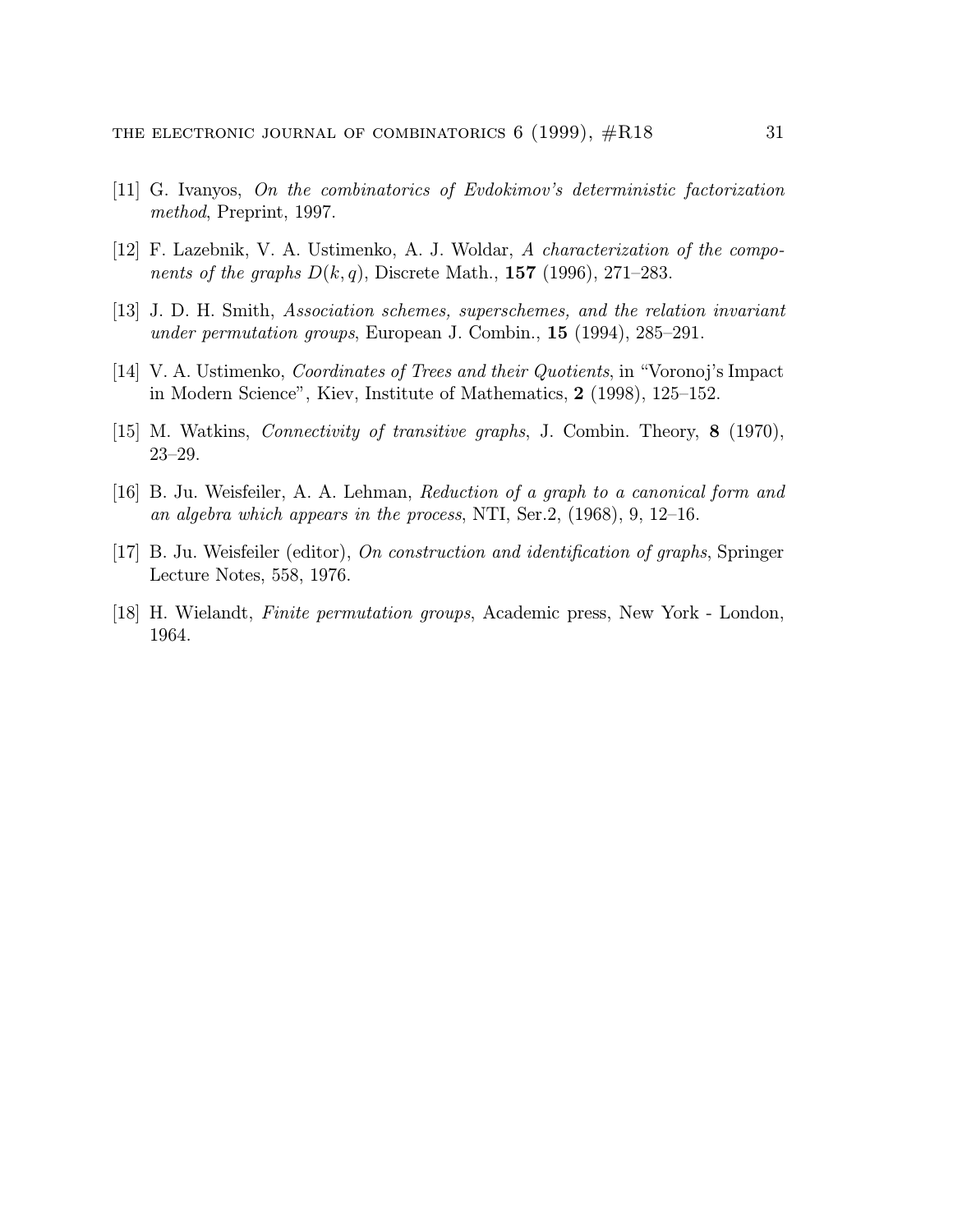[11] G. Ivanyos, *On the combinatorics of Evdokimov's deterministic factorization method*, Preprint, 1997.

[12] F. Lazebnik, V. A. Ustimenko, A. J. Woldar, *A characterization of the components of the graphs $D(k, q)$*, Discrete Math., **157** (1996), 271–283.

[13] J. D. H. Smith, *Association schemes, superschemes, and the relation invariant under permutation groups*, European J. Combin., **15** (1994), 285–291.

[14] V. A. Ustimenko, *Coordinates of Trees and their Quotients*, in "Voronoj's Impact in Modern Science", Kiev, Institute of Mathematics, **2** (1998), 125–152.

[15] M. Watkins, *Connectivity of transitive graphs*, J. Combin. Theory, **8** (1970), 23–29.

[16] B. Ju. Weisfeiler, A. A. Lehman, *Reduction of a graph to a canonical form and an algebra which appears in the process*, NTI, Ser.2, (1968), 9, 12–16.

[17] B. Ju. Weisfeiler (editor), *On construction and identification of graphs*, Springer Lecture Notes, 558, 1976.

[18] H. Wielandt, *Finite permutation groups*, Academic press, New York - London, 1964.